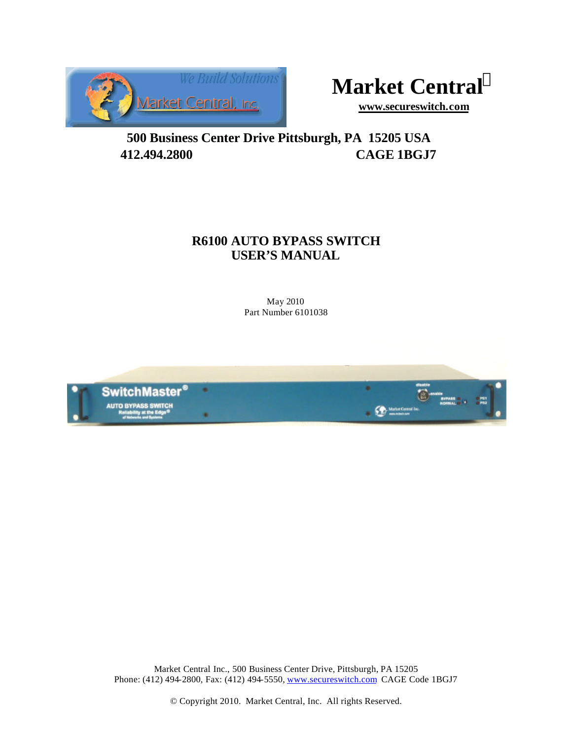# Market Central

**www.secureswitch.com**

**500 Business Center Drive Pittsburgh, PA 15205 USA**
**412.494.2800 CAGE 1BGJ7**

## R6100 AUTO BYPASS SWITCH
## USER'S MANUAL

May 2010
Part Number 6101038

Market Central Inc., 500 Business Center Drive, Pittsburgh, PA 15205
Phone: (412) 494-2800, Fax: (412) 494-5550, www.secureswitch.com CAGE Code 1BGJ7

© Copyright 2010. Market Central, Inc. All rights Reserved.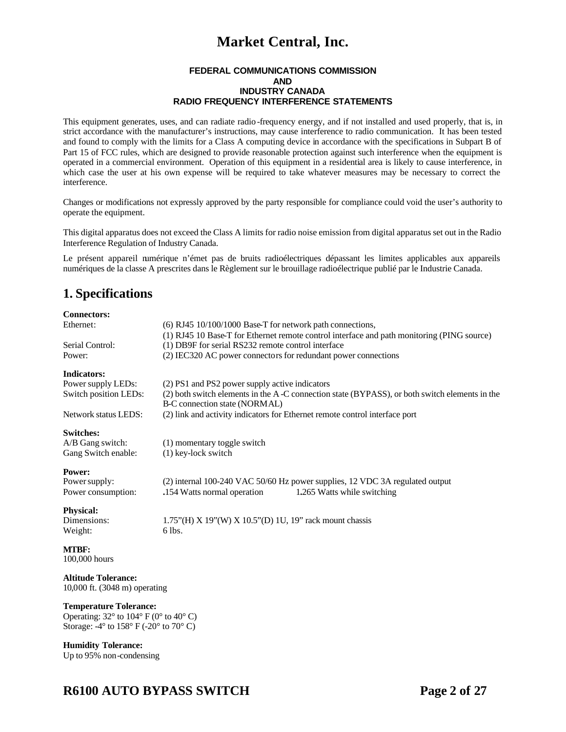# Market Central, Inc.

**FEDERAL COMMUNICATIONS COMMISSION**
**AND**
**INDUSTRY CANADA**
**RADIO FREQUENCY INTERFERENCE STATEMENTS**

This equipment generates, uses, and can radiate radio-frequency energy, and if not installed and used properly, that is, in strict accordance with the manufacturer's instructions, may cause interference to radio communication. It has been tested and found to comply with the limits for a Class A computing device in accordance with the specifications in Subpart B of Part 15 of FCC rules, which are designed to provide reasonable protection against such interference when the equipment is operated in a commercial environment. Operation of this equipment in a residential area is likely to cause interference, in which case the user at his own expense will be required to take whatever measures may be necessary to correct the interference.

Changes or modifications not expressly approved by the party responsible for compliance could void the user's authority to operate the equipment.

This digital apparatus does not exceed the Class A limits for radio noise emission from digital apparatus set out in the Radio Interference Regulation of Industry Canada.

Le présent appareil numérique n'émet pas de bruits radioélectriques dépassant les limites applicables aux appareils numériques de la classe A prescrites dans le Règlement sur le brouillage radioélectrique publié par le Industrie Canada.

## 1. Specifications

**Connectors:**

| | |
|---|---|
| Ethernet: | (6) RJ45 10/100/1000 Base-T for network path connections,<br>(1) RJ45 10 Base-T for Ethernet remote control interface and path monitoring (PING source) |
| Serial Control: | (1) DB9F for serial RS232 remote control interface |
| Power: | (2) IEC320 AC power connectors for redundant power connections |

**Indicators:**

| | |
|---|---|
| Power supply LEDs: | (2) PS1 and PS2 power supply active indicators |
| Switch position LEDs: | (2) both switch elements in the A-C connection state (BYPASS), or both switch elements in the B-C connection state (NORMAL) |
| Network status LEDS: | (2) link and activity indicators for Ethernet remote control interface port |

**Switches:**

| | |
|---|---|
| A/B Gang switch: | (1) momentary toggle switch |
| Gang Switch enable: | (1) key-lock switch |

**Power:**

| | | |
|---|---|---|
| Power supply: | (2) internal 100-240 VAC 50/60 Hz power supplies, 12 VDC 3A regulated output | |
| Power consumption: | .154 Watts normal operation | 1.265 Watts while switching |

**Physical:**

| | |
|---|---|
| Dimensions: | 1.75"(H) X 19"(W) X 10.5"(D) 1U, 19" rack mount chassis |
| Weight: | 6 lbs. |

**MTBF:**
100,000 hours

**Altitude Tolerance:**
10,000 ft. (3048 m) operating

**Temperature Tolerance:**
Operating: 32° to 104° F (0° to 40° C)
Storage: -4° to 158° F (-20° to 70° C)

**Humidity Tolerance:**
Up to 95% non-condensing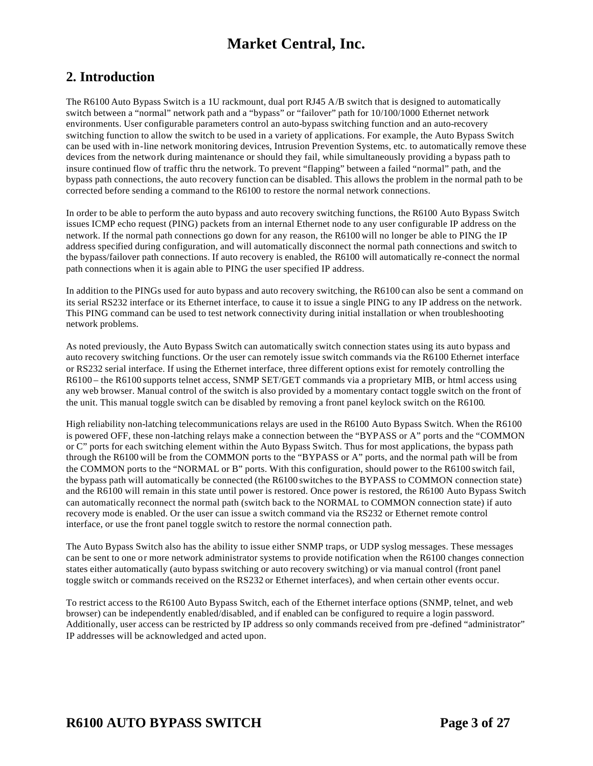## 2. Introduction

The R6100 Auto Bypass Switch is a 1U rackmount, dual port RJ45 A/B switch that is designed to automatically switch between a "normal" network path and a "bypass" or "failover" path for 10/100/1000 Ethernet network environments. User configurable parameters control an auto-bypass switching function and an auto-recovery switching function to allow the switch to be used in a variety of applications. For example, the Auto Bypass Switch can be used with in-line network monitoring devices, Intrusion Prevention Systems, etc. to automatically remove these devices from the network during maintenance or should they fail, while simultaneously providing a bypass path to insure continued flow of traffic thru the network. To prevent "flapping" between a failed "normal" path, and the bypass path connections, the auto recovery function can be disabled. This allows the problem in the normal path to be corrected before sending a command to the R6100 to restore the normal network connections.

In order to be able to perform the auto bypass and auto recovery switching functions, the R6100 Auto Bypass Switch issues ICMP echo request (PING) packets from an internal Ethernet node to any user configurable IP address on the network. If the normal path connections go down for any reason, the R6100 will no longer be able to PING the IP address specified during configuration, and will automatically disconnect the normal path connections and switch to the bypass/failover path connections. If auto recovery is enabled, the R6100 will automatically re-connect the normal path connections when it is again able to PING the user specified IP address.

In addition to the PINGs used for auto bypass and auto recovery switching, the R6100 can also be sent a command on its serial RS232 interface or its Ethernet interface, to cause it to issue a single PING to any IP address on the network. This PING command can be used to test network connectivity during initial installation or when troubleshooting network problems.

As noted previously, the Auto Bypass Switch can automatically switch connection states using its auto bypass and auto recovery switching functions. Or the user can remotely issue switch commands via the R6100 Ethernet interface or RS232 serial interface. If using the Ethernet interface, three different options exist for remotely controlling the R6100 – the R6100 supports telnet access, SNMP SET/GET commands via a proprietary MIB, or html access using any web browser. Manual control of the switch is also provided by a momentary contact toggle switch on the front of the unit. This manual toggle switch can be disabled by removing a front panel keylock switch on the R6100.

High reliability non-latching telecommunications relays are used in the R6100 Auto Bypass Switch. When the R6100 is powered OFF, these non-latching relays make a connection between the "BYPASS or A" ports and the "COMMON or C" ports for each switching element within the Auto Bypass Switch. Thus for most applications, the bypass path through the R6100 will be from the COMMON ports to the "BYPASS or A" ports, and the normal path will be from the COMMON ports to the "NORMAL or B" ports. With this configuration, should power to the R6100 switch fail, the bypass path will automatically be connected (the R6100 switches to the BYPASS to COMMON connection state) and the R6100 will remain in this state until power is restored. Once power is restored, the R6100 Auto Bypass Switch can automatically reconnect the normal path (switch back to the NORMAL to COMMON connection state) if auto recovery mode is enabled. Or the user can issue a switch command via the RS232 or Ethernet remote control interface, or use the front panel toggle switch to restore the normal connection path.

The Auto Bypass Switch also has the ability to issue either SNMP traps, or UDP syslog messages. These messages can be sent to one or more network administrator systems to provide notification when the R6100 changes connection states either automatically (auto bypass switching or auto recovery switching) or via manual control (front panel toggle switch or commands received on the RS232 or Ethernet interfaces), and when certain other events occur.

To restrict access to the R6100 Auto Bypass Switch, each of the Ethernet interface options (SNMP, telnet, and web browser) can be independently enabled/disabled, and if enabled can be configured to require a login password. Additionally, user access can be restricted by IP address so only commands received from pre-defined "administrator" IP addresses will be acknowledged and acted upon.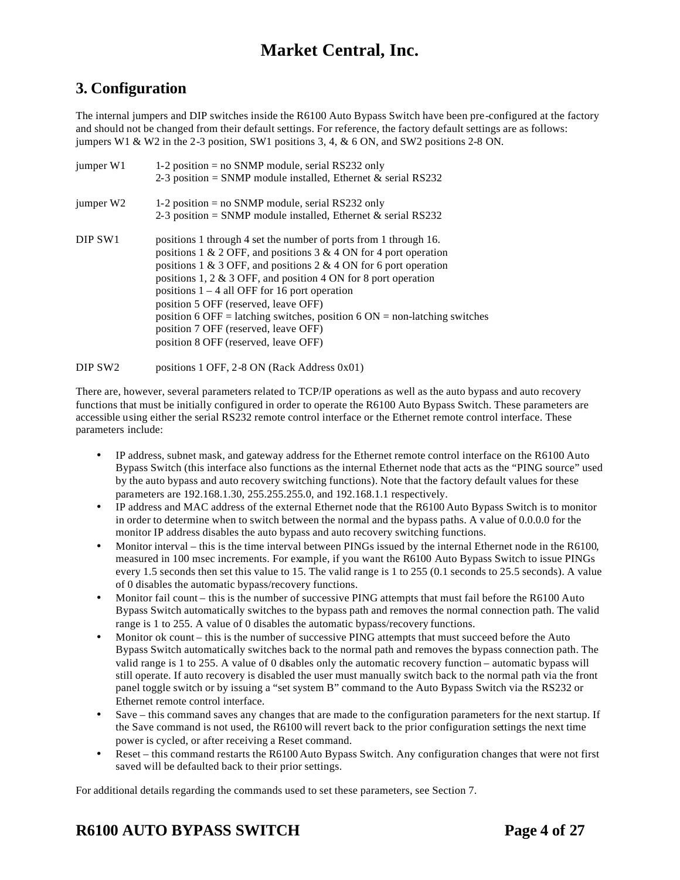## 3. Configuration

The internal jumpers and DIP switches inside the R6100 Auto Bypass Switch have been pre-configured at the factory and should not be changed from their default settings. For reference, the factory default settings are as follows: jumpers W1 & W2 in the 2-3 position, SW1 positions 3, 4, & 6 ON, and SW2 positions 2-8 ON.

| | |
|---|---|
| jumper W1 | 1-2 position = no SNMP module, serial RS232 only<br>2-3 position = SNMP module installed, Ethernet & serial RS232 |
| jumper W2 | 1-2 position = no SNMP module, serial RS232 only<br>2-3 position = SNMP module installed, Ethernet & serial RS232 |
| DIP SW1 | positions 1 through 4 set the number of ports from 1 through 16.<br>positions 1 & 2 OFF, and positions 3 & 4 ON for 4 port operation<br>positions 1 & 3 OFF, and positions 2 & 4 ON for 6 port operation<br>positions 1, 2 & 3 OFF, and position 4 ON for 8 port operation<br>positions 1 – 4 all OFF for 16 port operation<br>position 5 OFF (reserved, leave OFF)<br>position 6 OFF = latching switches, position 6 ON = non-latching switches<br>position 7 OFF (reserved, leave OFF)<br>position 8 OFF (reserved, leave OFF) |
| DIP SW2 | positions 1 OFF, 2-8 ON (Rack Address 0x01) |

There are, however, several parameters related to TCP/IP operations as well as the auto bypass and auto recovery functions that must be initially configured in order to operate the R6100 Auto Bypass Switch. These parameters are accessible using either the serial RS232 remote control interface or the Ethernet remote control interface. These parameters include:

- IP address, subnet mask, and gateway address for the Ethernet remote control interface on the R6100 Auto Bypass Switch (this interface also functions as the internal Ethernet node that acts as the "PING source" used by the auto bypass and auto recovery switching functions). Note that the factory default values for these parameters are 192.168.1.30, 255.255.255.0, and 192.168.1.1 respectively.
- IP address and MAC address of the external Ethernet node that the R6100 Auto Bypass Switch is to monitor in order to determine when to switch between the normal and the bypass paths. A value of 0.0.0.0 for the monitor IP address disables the auto bypass and auto recovery switching functions.
- Monitor interval – this is the time interval between PINGs issued by the internal Ethernet node in the R6100, measured in 100 msec increments. For example, if you want the R6100 Auto Bypass Switch to issue PINGs every 1.5 seconds then set this value to 15. The valid range is 1 to 255 (0.1 seconds to 25.5 seconds). A value of 0 disables the automatic bypass/recovery functions.
- Monitor fail count – this is the number of successive PING attempts that must fail before the R6100 Auto Bypass Switch automatically switches to the bypass path and removes the normal connection path. The valid range is 1 to 255. A value of 0 disables the automatic bypass/recovery functions.
- Monitor ok count – this is the number of successive PING attempts that must succeed before the Auto Bypass Switch automatically switches back to the normal path and removes the bypass connection path. The valid range is 1 to 255. A value of 0 disables only the automatic recovery function – automatic bypass will still operate. If auto recovery is disabled the user must manually switch back to the normal path via the front panel toggle switch or by issuing a "set system B" command to the Auto Bypass Switch via the RS232 or Ethernet remote control interface.
- Save – this command saves any changes that are made to the configuration parameters for the next startup. If the Save command is not used, the R6100 will revert back to the prior configuration settings the next time power is cycled, or after receiving a Reset command.
- Reset – this command restarts the R6100 Auto Bypass Switch. Any configuration changes that were not first saved will be defaulted back to their prior settings.

For additional details regarding the commands used to set these parameters, see Section 7.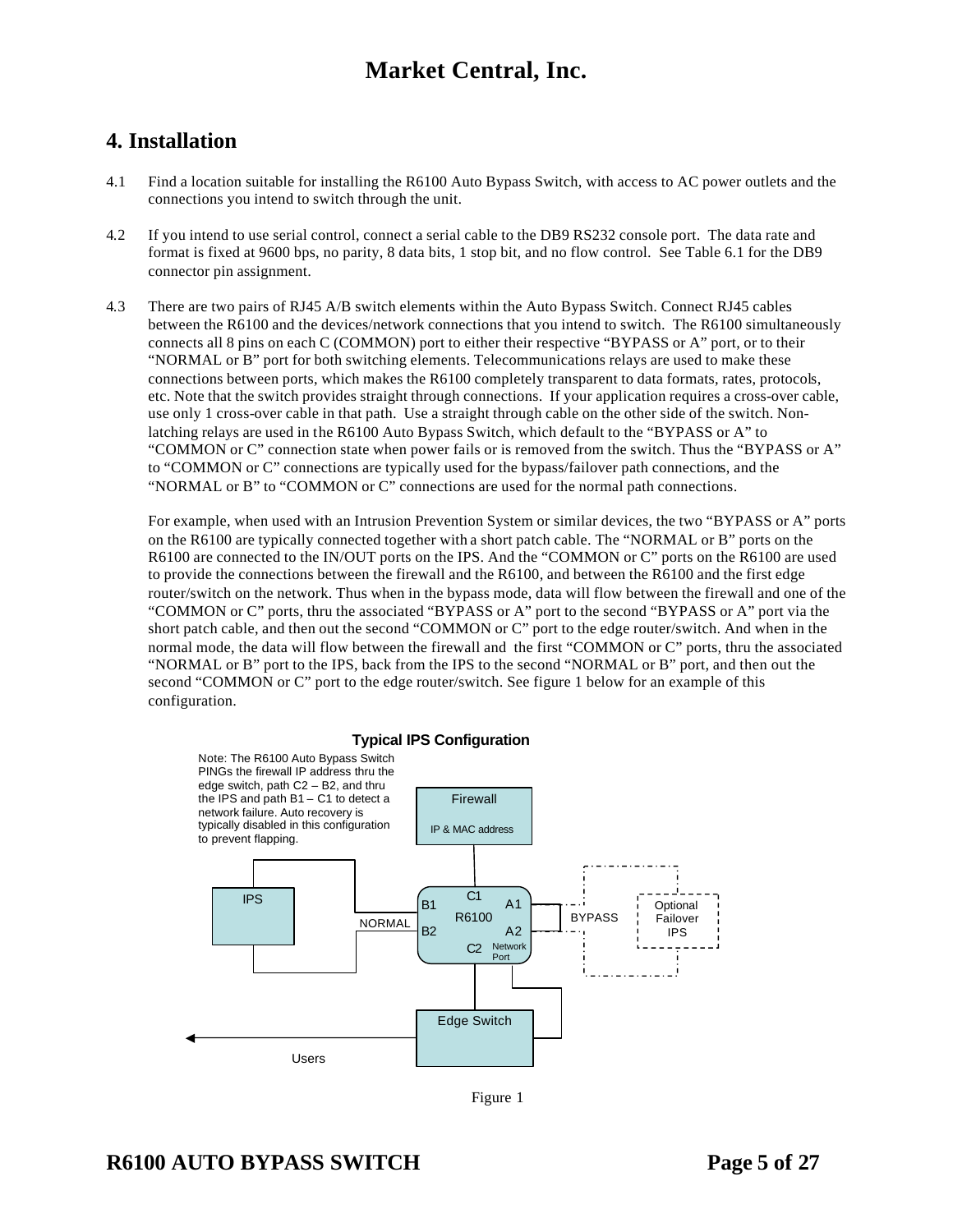# 4. Installation

4.1 Find a location suitable for installing the R6100 Auto Bypass Switch, with access to AC power outlets and the connections you intend to switch through the unit.

4.2 If you intend to use serial control, connect a serial cable to the DB9 RS232 console port. The data rate and format is fixed at 9600 bps, no parity, 8 data bits, 1 stop bit, and no flow control. See Table 6.1 for the DB9 connector pin assignment.

4.3 There are two pairs of RJ45 A/B switch elements within the Auto Bypass Switch. Connect RJ45 cables between the R6100 and the devices/network connections that you intend to switch. The R6100 simultaneously connects all 8 pins on each C (COMMON) port to either their respective "BYPASS or A" port, or to their "NORMAL or B" port for both switching elements. Telecommunications relays are used to make these connections between ports, which makes the R6100 completely transparent to data formats, rates, protocols, etc. Note that the switch provides straight through connections. If your application requires a cross-over cable, use only 1 cross-over cable in that path. Use a straight through cable on the other side of the switch. Non-latching relays are used in the R6100 Auto Bypass Switch, which default to the "BYPASS or A" to "COMMON or C" connection state when power fails or is removed from the switch. Thus the "BYPASS or A" to "COMMON or C" connections are typically used for the bypass/failover path connections, and the "NORMAL or B" to "COMMON or C" connections are used for the normal path connections.

For example, when used with an Intrusion Prevention System or similar devices, the two "BYPASS or A" ports on the R6100 are typically connected together with a short patch cable. The "NORMAL or B" ports on the R6100 are connected to the IN/OUT ports on the IPS. And the "COMMON or C" ports on the R6100 are used to provide the connections between the firewall and the R6100, and between the R6100 and the first edge router/switch on the network. Thus when in the bypass mode, data will flow between the firewall and one of the "COMMON or C" ports, thru the associated "BYPASS or A" port to the second "BYPASS or A" port via the short patch cable, and then out the second "COMMON or C" port to the edge router/switch. And when in the normal mode, the data will flow between the firewall and the first "COMMON or C" ports, thru the associated "NORMAL or B" port to the IPS, back from the IPS to the second "NORMAL or B" port, and then out the second "COMMON or C" port to the edge router/switch. See figure 1 below for an example of this configuration.

**Typical IPS Configuration**

Note: The R6100 Auto Bypass Switch PINGs the firewall IP address thru the edge switch, path C2 – B2, and thru the IPS and path B1 – C1 to detect a network failure. Auto recovery is typically disabled in this configuration to prevent flapping.

Firewall — IP & MAC address; IPS; NORMAL; R6100 (C1, B1, A1, B2, A2, C2, Network Port); BYPASS; Optional Failover IPS; Edge Switch; Users

Figure 1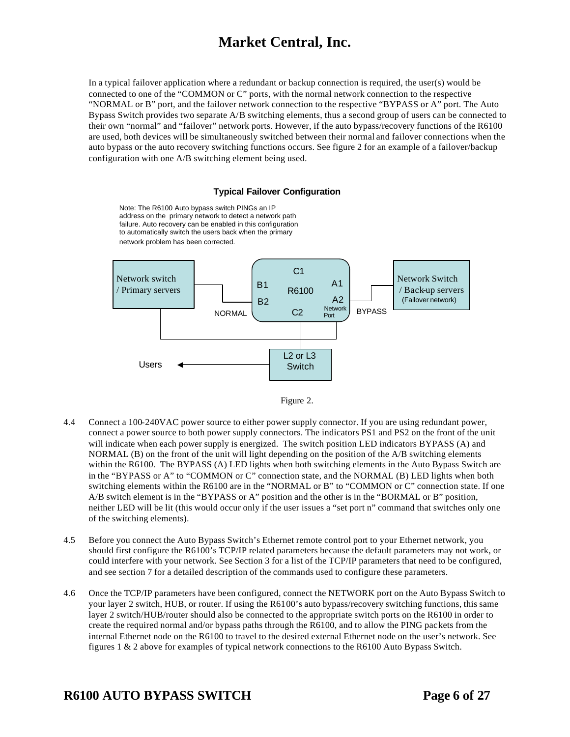In a typical failover application where a redundant or backup connection is required, the user(s) would be connected to one of the "COMMON or C" ports, with the normal network connection to the respective "NORMAL or B" port, and the failover network connection to the respective "BYPASS or A" port. The Auto Bypass Switch provides two separate A/B switching elements, thus a second group of users can be connected to their own "normal" and "failover" network ports. However, if the auto bypass/recovery functions of the R6100 are used, both devices will be simultaneously switched between their normal and failover connections when the auto bypass or the auto recovery switching functions occurs. See figure 2 for an example of a failover/backup configuration with one A/B switching element being used.

**Typical Failover Configuration**

Note: The R6100 Auto bypass switch PINGs an IP address on the primary network to detect a network path failure. Auto recovery can be enabled in this configuration to automatically switch the users back when the primary network problem has been corrected.

Network switch / Primary servers — NORMAL — B1, B2 | C1, R6100, C2 | A1, A2, Network Port — BYPASS — Network Switch / Back-up servers (Failover network)

L2 or L3 Switch → Users

Figure 2.

4.4 Connect a 100-240VAC power source to either power supply connector. If you are using redundant power, connect a power source to both power supply connectors. The indicators PS1 and PS2 on the front of the unit will indicate when each power supply is energized. The switch position LED indicators BYPASS (A) and NORMAL (B) on the front of the unit will light depending on the position of the A/B switching elements within the R6100. The BYPASS (A) LED lights when both switching elements in the Auto Bypass Switch are in the "BYPASS or A" to "COMMON or C" connection state, and the NORMAL (B) LED lights when both switching elements within the R6100 are in the "NORMAL or B" to "COMMON or C" connection state. If one A/B switch element is in the "BYPASS or A" position and the other is in the "BORMAL or B" position, neither LED will be lit (this would occur only if the user issues a "set port n" command that switches only one of the switching elements).

4.5 Before you connect the Auto Bypass Switch's Ethernet remote control port to your Ethernet network, you should first configure the R6100's TCP/IP related parameters because the default parameters may not work, or could interfere with your network. See Section 3 for a list of the TCP/IP parameters that need to be configured, and see section 7 for a detailed description of the commands used to configure these parameters.

4.6 Once the TCP/IP parameters have been configured, connect the NETWORK port on the Auto Bypass Switch to your layer 2 switch, HUB, or router. If using the R6100's auto bypass/recovery switching functions, this same layer 2 switch/HUB/router should also be connected to the appropriate switch ports on the R6100 in order to create the required normal and/or bypass paths through the R6100, and to allow the PING packets from the internal Ethernet node on the R6100 to travel to the desired external Ethernet node on the user's network. See figures 1 & 2 above for examples of typical network connections to the R6100 Auto Bypass Switch.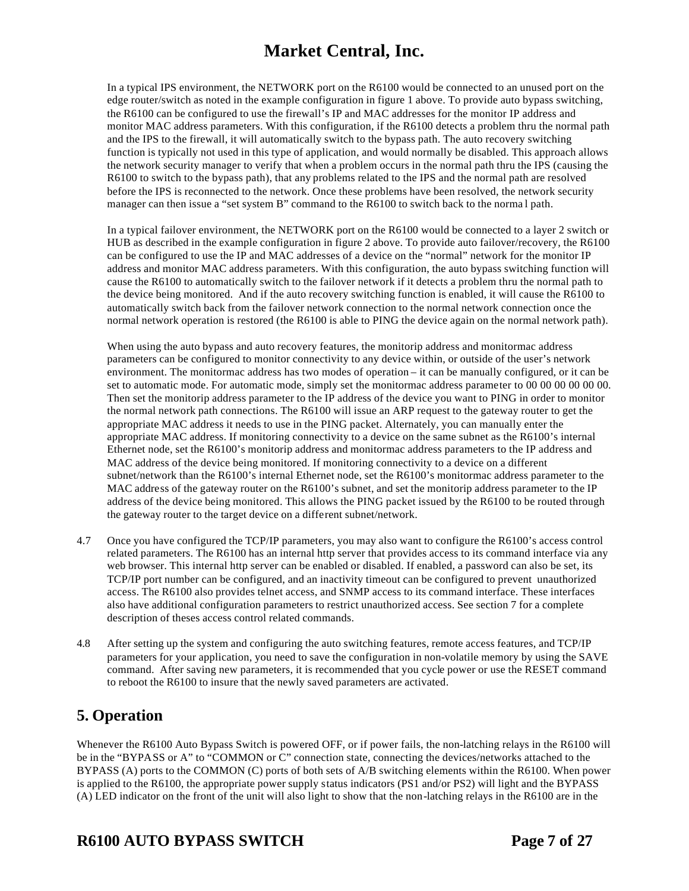In a typical IPS environment, the NETWORK port on the R6100 would be connected to an unused port on the edge router/switch as noted in the example configuration in figure 1 above. To provide auto bypass switching, the R6100 can be configured to use the firewall's IP and MAC addresses for the monitor IP address and monitor MAC address parameters. With this configuration, if the R6100 detects a problem thru the normal path and the IPS to the firewall, it will automatically switch to the bypass path. The auto recovery switching function is typically not used in this type of application, and would normally be disabled. This approach allows the network security manager to verify that when a problem occurs in the normal path thru the IPS (causing the R6100 to switch to the bypass path), that any problems related to the IPS and the normal path are resolved before the IPS is reconnected to the network. Once these problems have been resolved, the network security manager can then issue a "set system B" command to the R6100 to switch back to the normal path.

In a typical failover environment, the NETWORK port on the R6100 would be connected to a layer 2 switch or HUB as described in the example configuration in figure 2 above. To provide auto failover/recovery, the R6100 can be configured to use the IP and MAC addresses of a device on the "normal" network for the monitor IP address and monitor MAC address parameters. With this configuration, the auto bypass switching function will cause the R6100 to automatically switch to the failover network if it detects a problem thru the normal path to the device being monitored. And if the auto recovery switching function is enabled, it will cause the R6100 to automatically switch back from the failover network connection to the normal network connection once the normal network operation is restored (the R6100 is able to PING the device again on the normal network path).

When using the auto bypass and auto recovery features, the monitorip address and monitormac address parameters can be configured to monitor connectivity to any device within, or outside of the user's network environment. The monitormac address has two modes of operation – it can be manually configured, or it can be set to automatic mode. For automatic mode, simply set the monitormac address parameter to 00 00 00 00 00 00. Then set the monitorip address parameter to the IP address of the device you want to PING in order to monitor the normal network path connections. The R6100 will issue an ARP request to the gateway router to get the appropriate MAC address it needs to use in the PING packet. Alternately, you can manually enter the appropriate MAC address. If monitoring connectivity to a device on the same subnet as the R6100's internal Ethernet node, set the R6100's monitorip address and monitormac address parameters to the IP address and MAC address of the device being monitored. If monitoring connectivity to a device on a different subnet/network than the R6100's internal Ethernet node, set the R6100's monitormac address parameter to the MAC address of the gateway router on the R6100's subnet, and set the monitorip address parameter to the IP address of the device being monitored. This allows the PING packet issued by the R6100 to be routed through the gateway router to the target device on a different subnet/network.

4.7 Once you have configured the TCP/IP parameters, you may also want to configure the R6100's access control related parameters. The R6100 has an internal http server that provides access to its command interface via any web browser. This internal http server can be enabled or disabled. If enabled, a password can also be set, its TCP/IP port number can be configured, and an inactivity timeout can be configured to prevent unauthorized access. The R6100 also provides telnet access, and SNMP access to its command interface. These interfaces also have additional configuration parameters to restrict unauthorized access. See section 7 for a complete description of theses access control related commands.

4.8 After setting up the system and configuring the auto switching features, remote access features, and TCP/IP parameters for your application, you need to save the configuration in non-volatile memory by using the SAVE command. After saving new parameters, it is recommended that you cycle power or use the RESET command to reboot the R6100 to insure that the newly saved parameters are activated.

## 5. Operation

Whenever the R6100 Auto Bypass Switch is powered OFF, or if power fails, the non-latching relays in the R6100 will be in the "BYPASS or A" to "COMMON or C" connection state, connecting the devices/networks attached to the BYPASS (A) ports to the COMMON (C) ports of both sets of A/B switching elements within the R6100. When power is applied to the R6100, the appropriate power supply status indicators (PS1 and/or PS2) will light and the BYPASS (A) LED indicator on the front of the unit will also light to show that the non-latching relays in the R6100 are in the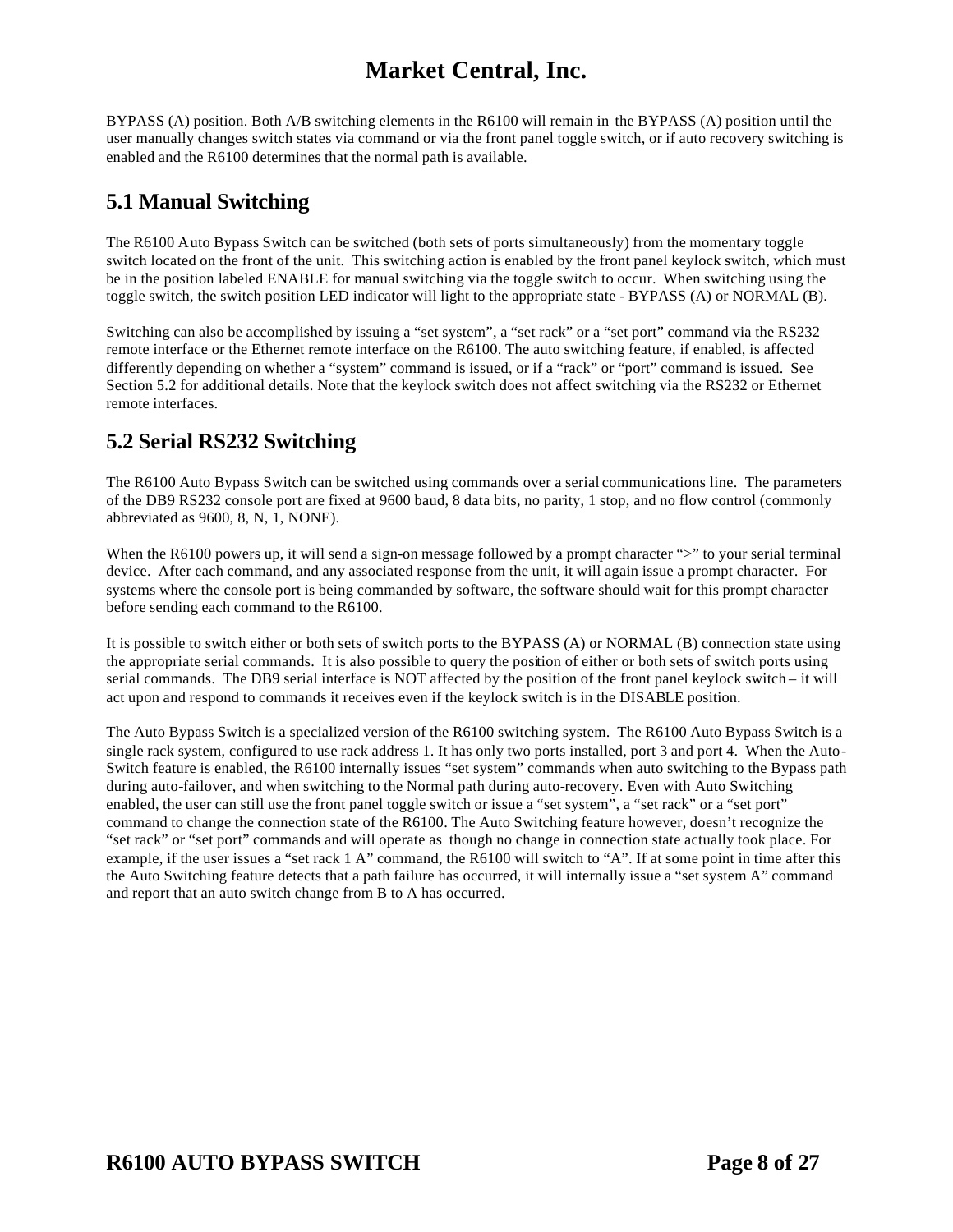BYPASS (A) position. Both A/B switching elements in the R6100 will remain in the BYPASS (A) position until the user manually changes switch states via command or via the front panel toggle switch, or if auto recovery switching is enabled and the R6100 determines that the normal path is available.

## 5.1 Manual Switching

The R6100 Auto Bypass Switch can be switched (both sets of ports simultaneously) from the momentary toggle switch located on the front of the unit. This switching action is enabled by the front panel keylock switch, which must be in the position labeled ENABLE for manual switching via the toggle switch to occur. When switching using the toggle switch, the switch position LED indicator will light to the appropriate state - BYPASS (A) or NORMAL (B).

Switching can also be accomplished by issuing a "set system", a "set rack" or a "set port" command via the RS232 remote interface or the Ethernet remote interface on the R6100. The auto switching feature, if enabled, is affected differently depending on whether a "system" command is issued, or if a "rack" or "port" command is issued. See Section 5.2 for additional details. Note that the keylock switch does not affect switching via the RS232 or Ethernet remote interfaces.

## 5.2 Serial RS232 Switching

The R6100 Auto Bypass Switch can be switched using commands over a serial communications line. The parameters of the DB9 RS232 console port are fixed at 9600 baud, 8 data bits, no parity, 1 stop, and no flow control (commonly abbreviated as 9600, 8, N, 1, NONE).

When the R6100 powers up, it will send a sign-on message followed by a prompt character ">" to your serial terminal device. After each command, and any associated response from the unit, it will again issue a prompt character. For systems where the console port is being commanded by software, the software should wait for this prompt character before sending each command to the R6100.

It is possible to switch either or both sets of switch ports to the BYPASS (A) or NORMAL (B) connection state using the appropriate serial commands. It is also possible to query the position of either or both sets of switch ports using serial commands. The DB9 serial interface is NOT affected by the position of the front panel keylock switch – it will act upon and respond to commands it receives even if the keylock switch is in the DISABLE position.

The Auto Bypass Switch is a specialized version of the R6100 switching system. The R6100 Auto Bypass Switch is a single rack system, configured to use rack address 1. It has only two ports installed, port 3 and port 4. When the Auto-Switch feature is enabled, the R6100 internally issues "set system" commands when auto switching to the Bypass path during auto-failover, and when switching to the Normal path during auto-recovery. Even with Auto Switching enabled, the user can still use the front panel toggle switch or issue a "set system", a "set rack" or a "set port" command to change the connection state of the R6100. The Auto Switching feature however, doesn't recognize the "set rack" or "set port" commands and will operate as though no change in connection state actually took place. For example, if the user issues a "set rack 1 A" command, the R6100 will switch to "A". If at some point in time after this the Auto Switching feature detects that a path failure has occurred, it will internally issue a "set system A" command and report that an auto switch change from B to A has occurred.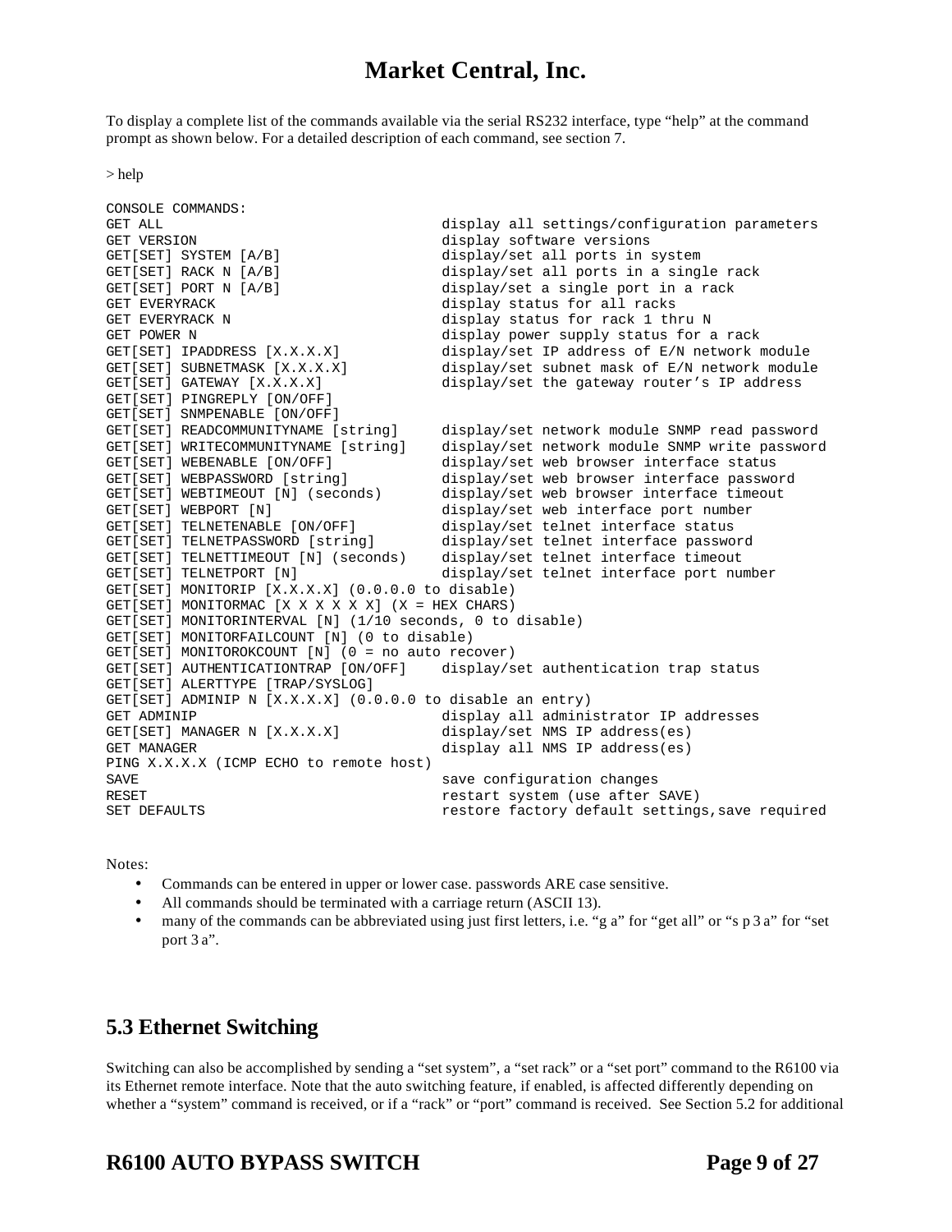To display a complete list of the commands available via the serial RS232 interface, type "help" at the command prompt as shown below. For a detailed description of each command, see section 7.

> help

```
CONSOLE COMMANDS:
GET ALL                              display all settings/configuration parameters
GET VERSION                          display software versions
GET[SET] SYSTEM [A/B]                display/set all ports in system
GET[SET] RACK N [A/B]                display/set all ports in a single rack
GET[SET] PORT N [A/B]                display/set a single port in a rack
GET EVERYRACK                        display status for all racks
GET EVERYRACK N                      display status for rack 1 thru N
GET POWER N                          display power supply status for a rack
GET[SET] IPADDRESS [X.X.X.X]         display/set IP address of E/N network module
GET[SET] SUBNETMASK [X.X.X.X]        display/set subnet mask of E/N network module
GET[SET] GATEWAY [X.X.X.X]           display/set the gateway router's IP address
GET[SET] PINGREPLY [ON/OFF]
GET[SET] SNMPENABLE [ON/OFF]
GET[SET] READCOMMUNITYNAME [string]     display/set network module SNMP read password
GET[SET] WRITECOMMUNITYNAME [string]    display/set network module SNMP write password
GET[SET] WEBENABLE [ON/OFF]          display/set web browser interface status
GET[SET] WEBPASSWORD [string]        display/set web browser interface password
GET[SET] WEBTIMEOUT [N] (seconds)    display/set web browser interface timeout
GET[SET] WEBPORT [N]                 display/set web interface port number
GET[SET] TELNETENABLE [ON/OFF]       display/set telnet interface status
GET[SET] TELNETPASSWORD [string]     display/set telnet interface password
GET[SET] TELNETTIMEOUT [N] (seconds)    display/set telnet interface timeout
GET[SET] TELNETPORT [N]              display/set telnet interface port number
GET[SET] MONITORIP [X.X.X.X] (0.0.0.0 to disable)
GET[SET] MONITORMAC [X X X X X X] (X = HEX CHARS)
GET[SET] MONITORINTERVAL [N] (1/10 seconds, 0 to disable)
GET[SET] MONITORFAILCOUNT [N] (0 to disable)
GET[SET] MONITOROKCOUNT [N] (0 = no auto recover)
GET[SET] AUTHENTICATIONTRAP [ON/OFF]    display/set authentication trap status
GET[SET] ALERTTYPE [TRAP/SYSLOG]
GET[SET] ADMINIP N [X.X.X.X] (0.0.0.0 to disable an entry)
GET ADMINIP                          display all administrator IP addresses
GET[SET] MANAGER N [X.X.X.X]         display/set NMS IP address(es)
GET MANAGER                          display all NMS IP address(es)
PING X.X.X.X (ICMP ECHO to remote host)
SAVE                                 save configuration changes
RESET                                restart system (use after SAVE)
SET DEFAULTS                         restore factory default settings,save required
```

Notes:

- Commands can be entered in upper or lower case. passwords ARE case sensitive.
- All commands should be terminated with a carriage return (ASCII 13).
- many of the commands can be abbreviated using just first letters, i.e. "g a" for "get all" or "s p 3 a" for "set port 3 a".

## 5.3 Ethernet Switching

Switching can also be accomplished by sending a "set system", a "set rack" or a "set port" command to the R6100 via its Ethernet remote interface. Note that the auto switching feature, if enabled, is affected differently depending on whether a "system" command is received, or if a "rack" or "port" command is received. See Section 5.2 for additional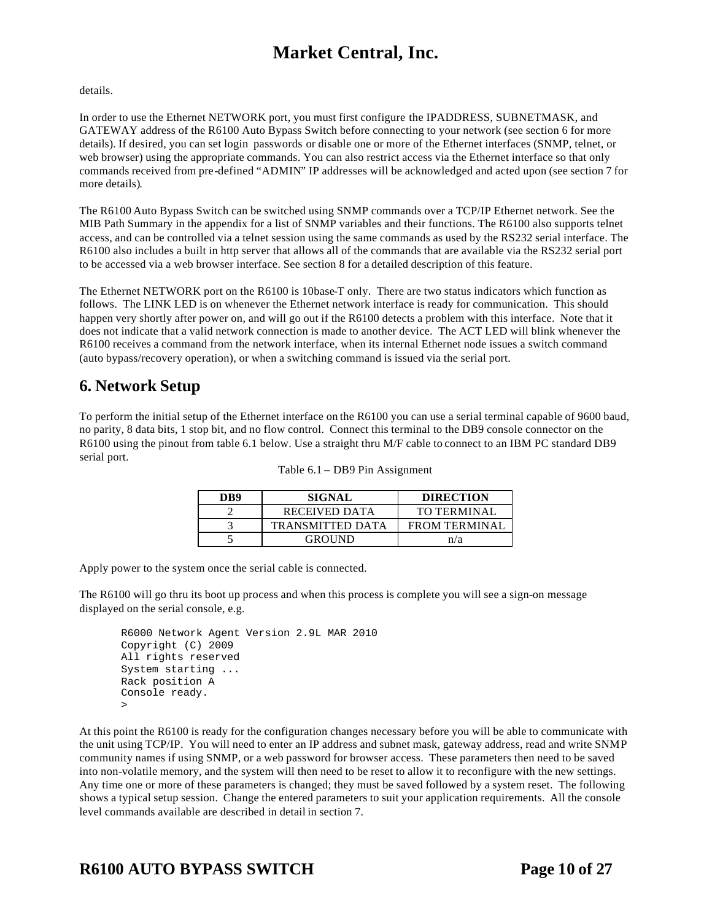details.

In order to use the Ethernet NETWORK port, you must first configure the IPADDRESS, SUBNETMASK, and GATEWAY address of the R6100 Auto Bypass Switch before connecting to your network (see section 6 for more details). If desired, you can set login passwords or disable one or more of the Ethernet interfaces (SNMP, telnet, or web browser) using the appropriate commands. You can also restrict access via the Ethernet interface so that only commands received from pre-defined "ADMIN" IP addresses will be acknowledged and acted upon (see section 7 for more details).

The R6100 Auto Bypass Switch can be switched using SNMP commands over a TCP/IP Ethernet network. See the MIB Path Summary in the appendix for a list of SNMP variables and their functions. The R6100 also supports telnet access, and can be controlled via a telnet session using the same commands as used by the RS232 serial interface. The R6100 also includes a built in http server that allows all of the commands that are available via the RS232 serial port to be accessed via a web browser interface. See section 8 for a detailed description of this feature.

The Ethernet NETWORK port on the R6100 is 10base-T only. There are two status indicators which function as follows. The LINK LED is on whenever the Ethernet network interface is ready for communication. This should happen very shortly after power on, and will go out if the R6100 detects a problem with this interface. Note that it does not indicate that a valid network connection is made to another device. The ACT LED will blink whenever the R6100 receives a command from the network interface, when its internal Ethernet node issues a switch command (auto bypass/recovery operation), or when a switching command is issued via the serial port.

## 6. Network Setup

To perform the initial setup of the Ethernet interface on the R6100 you can use a serial terminal capable of 9600 baud, no parity, 8 data bits, 1 stop bit, and no flow control. Connect this terminal to the DB9 console connector on the R6100 using the pinout from table 6.1 below. Use a straight thru M/F cable to connect to an IBM PC standard DB9 serial port.

Table 6.1 – DB9 Pin Assignment

| DB9 | SIGNAL | DIRECTION |
|---|---|---|
| 2 | RECEIVED DATA | TO TERMINAL |
| 3 | TRANSMITTED DATA | FROM TERMINAL |
| 5 | GROUND | n/a |

Apply power to the system once the serial cable is connected.

The R6100 will go thru its boot up process and when this process is complete you will see a sign-on message displayed on the serial console, e.g.

```
R6000 Network Agent Version 2.9L MAR 2010
Copyright (C) 2009
All rights reserved
System starting ...
Rack position A
Console ready.
>
```

At this point the R6100 is ready for the configuration changes necessary before you will be able to communicate with the unit using TCP/IP. You will need to enter an IP address and subnet mask, gateway address, read and write SNMP community names if using SNMP, or a web password for browser access. These parameters then need to be saved into non-volatile memory, and the system will then need to be reset to allow it to reconfigure with the new settings. Any time one or more of these parameters is changed; they must be saved followed by a system reset. The following shows a typical setup session. Change the entered parameters to suit your application requirements. All the console level commands available are described in detail in section 7.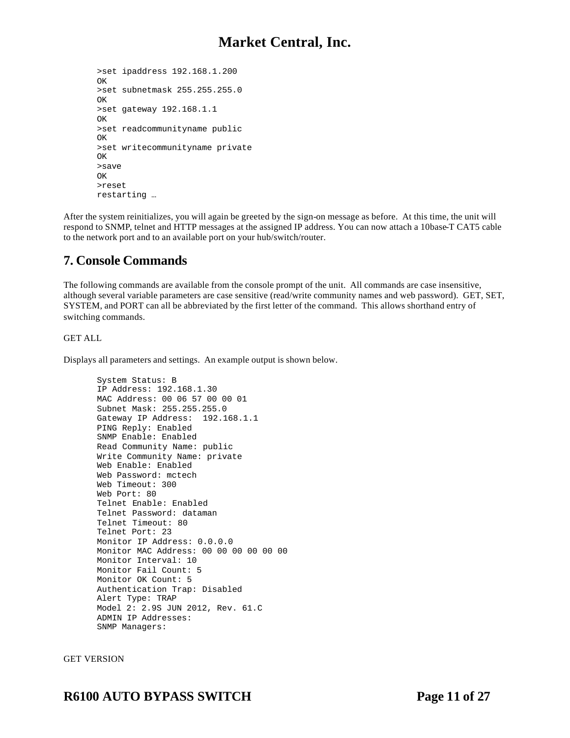```
>set ipaddress 192.168.1.200
OK
>set subnetmask 255.255.255.0
OK
>set gateway 192.168.1.1
OK
>set readcommunityname public
OK
>set writecommunityname private
OK
>save
OK
>reset
restarting …
```

After the system reinitializes, you will again be greeted by the sign-on message as before. At this time, the unit will respond to SNMP, telnet and HTTP messages at the assigned IP address. You can now attach a 10base-T CAT5 cable to the network port and to an available port on your hub/switch/router.

## 7. Console Commands

The following commands are available from the console prompt of the unit. All commands are case insensitive, although several variable parameters are case sensitive (read/write community names and web password). GET, SET, SYSTEM, and PORT can all be abbreviated by the first letter of the command. This allows shorthand entry of switching commands.

GET ALL

Displays all parameters and settings. An example output is shown below.

```
System Status: B
IP Address: 192.168.1.30
MAC Address: 00 06 57 00 00 01
Subnet Mask: 255.255.255.0
Gateway IP Address:  192.168.1.1
PING Reply: Enabled
SNMP Enable: Enabled
Read Community Name: public
Write Community Name: private
Web Enable: Enabled
Web Password: mctech
Web Timeout: 300
Web Port: 80
Telnet Enable: Enabled
Telnet Password: dataman
Telnet Timeout: 80
Telnet Port: 23
Monitor IP Address: 0.0.0.0
Monitor MAC Address: 00 00 00 00 00 00
Monitor Interval: 10
Monitor Fail Count: 5
Monitor OK Count: 5
Authentication Trap: Disabled
Alert Type: TRAP
Model 2: 2.9S JUN 2012, Rev. 61.C
ADMIN IP Addresses:
SNMP Managers:
```

GET VERSION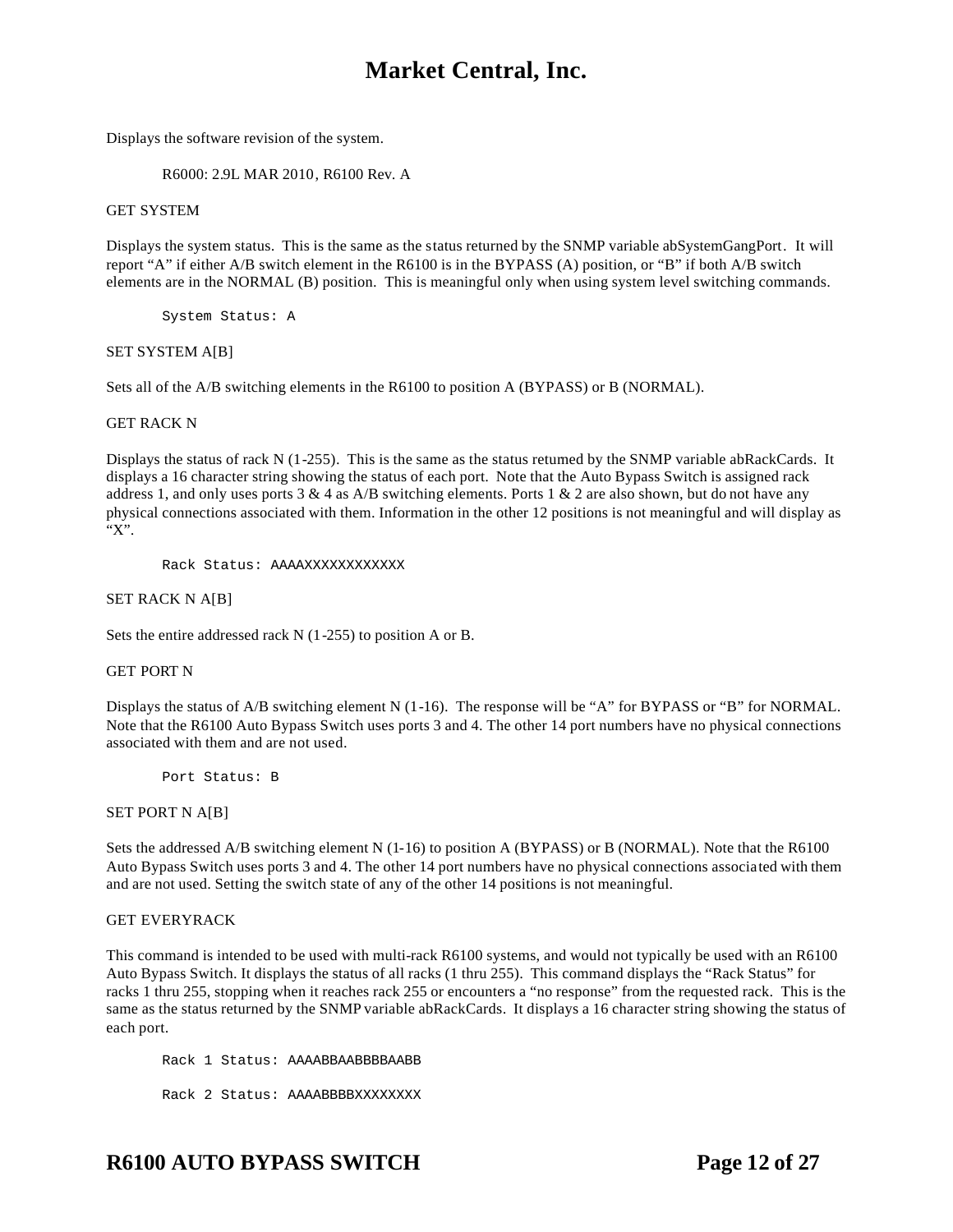Displays the software revision of the system.

R6000: 2.9L MAR 2010, R6100 Rev. A

GET SYSTEM

Displays the system status. This is the same as the status returned by the SNMP variable abSystemGangPort. It will report “A” if either A/B switch element in the R6100 is in the BYPASS (A) position, or “B” if both A/B switch elements are in the NORMAL (B) position. This is meaningful only when using system level switching commands.

```
System Status: A
```

SET SYSTEM A[B]

Sets all of the A/B switching elements in the R6100 to position A (BYPASS) or B (NORMAL).

GET RACK N

Displays the status of rack N (1-255). This is the same as the status retumed by the SNMP variable abRackCards. It displays a 16 character string showing the status of each port. Note that the Auto Bypass Switch is assigned rack address 1, and only uses ports 3 & 4 as A/B switching elements. Ports 1 & 2 are also shown, but do not have any physical connections associated with them. Information in the other 12 positions is not meaningful and will display as “X”.

```
Rack Status: AAAAXXXXXXXXXXXX
```

SET RACK N A[B]

Sets the entire addressed rack N (1-255) to position A or B.

GET PORT N

Displays the status of A/B switching element N (1-16). The response will be “A” for BYPASS or “B” for NORMAL. Note that the R6100 Auto Bypass Switch uses ports 3 and 4. The other 14 port numbers have no physical connections associated with them and are not used.

```
Port Status: B
```

SET PORT N A[B]

Sets the addressed A/B switching element N (1-16) to position A (BYPASS) or B (NORMAL). Note that the R6100 Auto Bypass Switch uses ports 3 and 4. The other 14 port numbers have no physical connections associated with them and are not used. Setting the switch state of any of the other 14 positions is not meaningful.

GET EVERYRACK

This command is intended to be used with multi-rack R6100 systems, and would not typically be used with an R6100 Auto Bypass Switch. It displays the status of all racks (1 thru 255). This command displays the “Rack Status” for racks 1 thru 255, stopping when it reaches rack 255 or encounters a “no response” from the requested rack. This is the same as the status returned by the SNMP variable abRackCards. It displays a 16 character string showing the status of each port.

```
Rack 1 Status: AAAABBAABBBBAABB

Rack 2 Status: AAAABBBBXXXXXXXX
```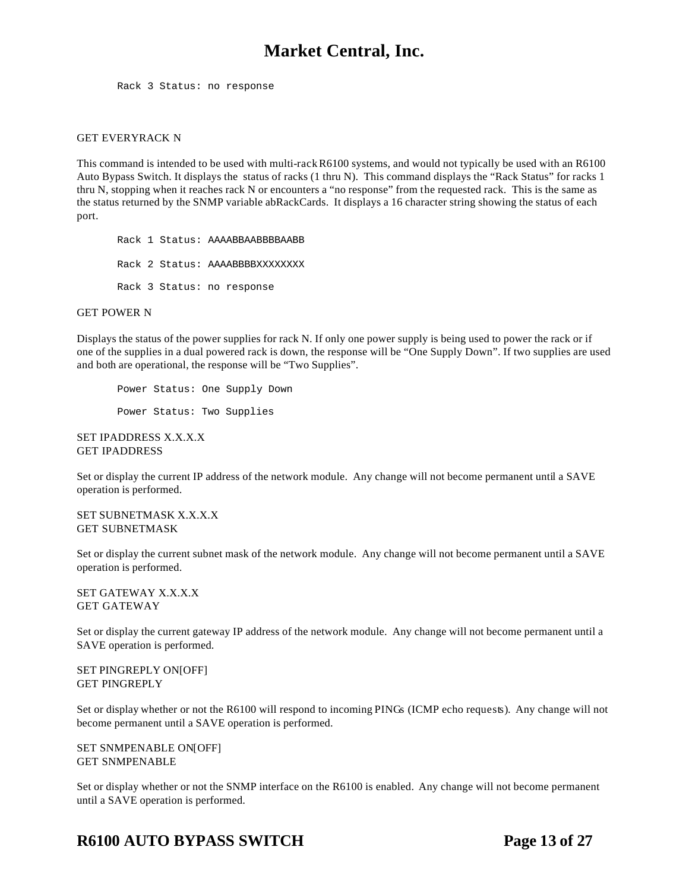```
Rack 3 Status: no response
```

GET EVERYRACK N

This command is intended to be used with multi-rack R6100 systems, and would not typically be used with an R6100 Auto Bypass Switch. It displays the status of racks (1 thru N). This command displays the "Rack Status" for racks 1 thru N, stopping when it reaches rack N or encounters a "no response" from the requested rack. This is the same as the status returned by the SNMP variable abRackCards. It displays a 16 character string showing the status of each port.

```
Rack 1 Status: AAAABBAABBBBAABB

Rack 2 Status: AAAABBBBXXXXXXXX

Rack 3 Status: no response
```

GET POWER N

Displays the status of the power supplies for rack N. If only one power supply is being used to power the rack or if one of the supplies in a dual powered rack is down, the response will be "One Supply Down". If two supplies are used and both are operational, the response will be "Two Supplies".

```
Power Status: One Supply Down

Power Status: Two Supplies
```

SET IPADDRESS X.X.X.X
GET IPADDRESS

Set or display the current IP address of the network module. Any change will not become permanent until a SAVE operation is performed.

SET SUBNETMASK X.X.X.X
GET SUBNETMASK

Set or display the current subnet mask of the network module. Any change will not become permanent until a SAVE operation is performed.

SET GATEWAY X.X.X.X
GET GATEWAY

Set or display the current gateway IP address of the network module. Any change will not become permanent until a SAVE operation is performed.

SET PINGREPLY ON[OFF]
GET PINGREPLY

Set or display whether or not the R6100 will respond to incoming PINGs (ICMP echo requests). Any change will not become permanent until a SAVE operation is performed.

SET SNMPENABLE ON[OFF]
GET SNMPENABLE

Set or display whether or not the SNMP interface on the R6100 is enabled. Any change will not become permanent until a SAVE operation is performed.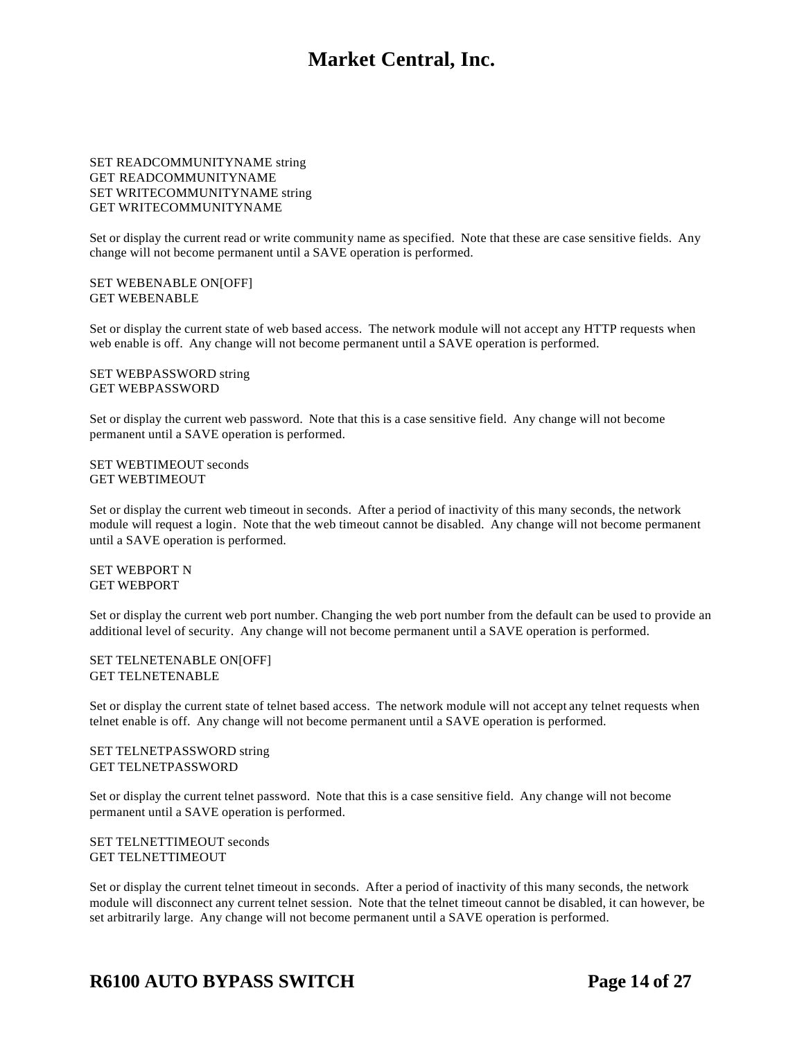SET READCOMMUNITYNAME string
GET READCOMMUNITYNAME
SET WRITECOMMUNITYNAME string
GET WRITECOMMUNITYNAME

Set or display the current read or write community name as specified. Note that these are case sensitive fields. Any change will not become permanent until a SAVE operation is performed.

SET WEBENABLE ON[OFF]
GET WEBENABLE

Set or display the current state of web based access. The network module will not accept any HTTP requests when web enable is off. Any change will not become permanent until a SAVE operation is performed.

SET WEBPASSWORD string
GET WEBPASSWORD

Set or display the current web password. Note that this is a case sensitive field. Any change will not become permanent until a SAVE operation is performed.

SET WEBTIMEOUT seconds
GET WEBTIMEOUT

Set or display the current web timeout in seconds. After a period of inactivity of this many seconds, the network module will request a login. Note that the web timeout cannot be disabled. Any change will not become permanent until a SAVE operation is performed.

SET WEBPORT N
GET WEBPORT

Set or display the current web port number. Changing the web port number from the default can be used to provide an additional level of security. Any change will not become permanent until a SAVE operation is performed.

SET TELNETENABLE ON[OFF]
GET TELNETENABLE

Set or display the current state of telnet based access. The network module will not accept any telnet requests when telnet enable is off. Any change will not become permanent until a SAVE operation is performed.

SET TELNETPASSWORD string
GET TELNETPASSWORD

Set or display the current telnet password. Note that this is a case sensitive field. Any change will not become permanent until a SAVE operation is performed.

SET TELNETTIMEOUT seconds
GET TELNETTIMEOUT

Set or display the current telnet timeout in seconds. After a period of inactivity of this many seconds, the network module will disconnect any current telnet session. Note that the telnet timeout cannot be disabled, it can however, be set arbitrarily large. Any change will not become permanent until a SAVE operation is performed.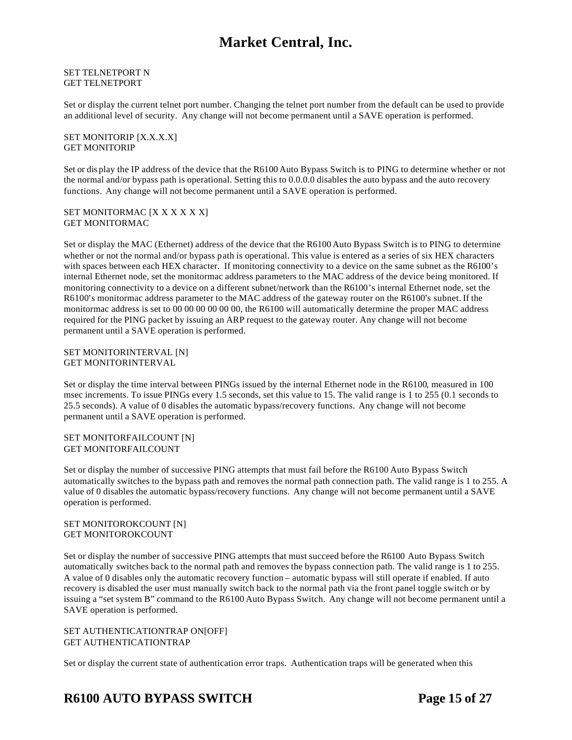SET TELNETPORT N
GET TELNETPORT

Set or display the current telnet port number. Changing the telnet port number from the default can be used to provide an additional level of security. Any change will not become permanent until a SAVE operation is performed.

SET MONITORIP [X.X.X.X]
GET MONITORIP

Set or display the IP address of the device that the R6100 Auto Bypass Switch is to PING to determine whether or not the normal and/or bypass path is operational. Setting this to 0.0.0.0 disables the auto bypass and the auto recovery functions. Any change will not become permanent until a SAVE operation is performed.

SET MONITORMAC [X X X X X X]
GET MONITORMAC

Set or display the MAC (Ethernet) address of the device that the R6100 Auto Bypass Switch is to PING to determine whether or not the normal and/or bypass path is operational. This value is entered as a series of six HEX characters with spaces between each HEX character. If monitoring connectivity to a device on the same subnet as the R6100's internal Ethernet node, set the monitormac address parameters to the MAC address of the device being monitored. If monitoring connectivity to a device on a different subnet/network than the R6100's internal Ethernet node, set the R6100's monitormac address parameter to the MAC address of the gateway router on the R6100's subnet. If the monitormac address is set to 00 00 00 00 00 00, the R6100 will automatically determine the proper MAC address required for the PING packet by issuing an ARP request to the gateway router. Any change will not become permanent until a SAVE operation is performed.

SET MONITORINTERVAL [N]
GET MONITORINTERVAL

Set or display the time interval between PINGs issued by the internal Ethernet node in the R6100, measured in 100 msec increments. To issue PINGs every 1.5 seconds, set this value to 15. The valid range is 1 to 255 (0.1 seconds to 25.5 seconds). A value of 0 disables the automatic bypass/recovery functions. Any change will not become permanent until a SAVE operation is performed.

SET MONITORFAILCOUNT [N]
GET MONITORFAILCOUNT

Set or display the number of successive PING attempts that must fail before the R6100 Auto Bypass Switch automatically switches to the bypass path and removes the normal path connection path. The valid range is 1 to 255. A value of 0 disables the automatic bypass/recovery functions. Any change will not become permanent until a SAVE operation is performed.

SET MONITOROKCOUNT [N]
GET MONITOROKCOUNT

Set or display the number of successive PING attempts that must succeed before the R6100 Auto Bypass Switch automatically switches back to the normal path and removes the bypass connection path. The valid range is 1 to 255. A value of 0 disables only the automatic recovery function – automatic bypass will still operate if enabled. If auto recovery is disabled the user must manually switch back to the normal path via the front panel toggle switch or by issuing a "set system B" command to the R6100 Auto Bypass Switch. Any change will not become permanent until a SAVE operation is performed.

SET AUTHENTICATIONTRAP ON[OFF]
GET AUTHENTICATIONTRAP

Set or display the current state of authentication error traps. Authentication traps will be generated when this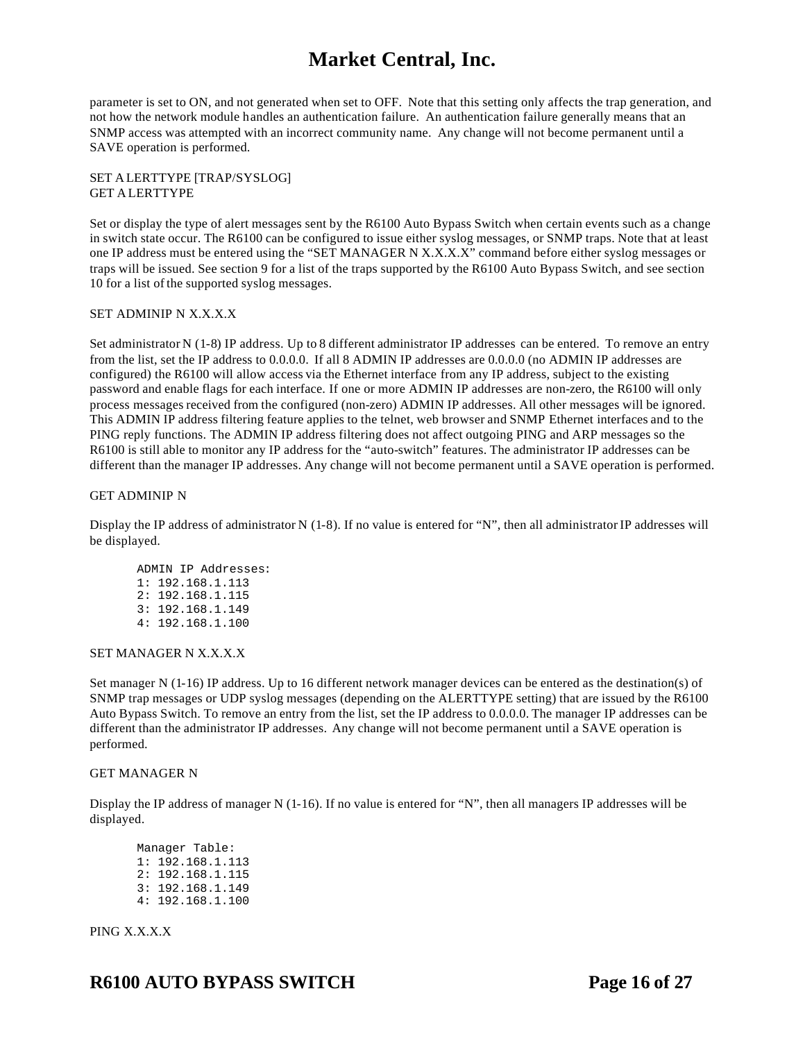parameter is set to ON, and not generated when set to OFF. Note that this setting only affects the trap generation, and not how the network module handles an authentication failure. An authentication failure generally means that an SNMP access was attempted with an incorrect community name. Any change will not become permanent until a SAVE operation is performed.

SET ALERTTYPE [TRAP/SYSLOG]
GET ALERTTYPE

Set or display the type of alert messages sent by the R6100 Auto Bypass Switch when certain events such as a change in switch state occur. The R6100 can be configured to issue either syslog messages, or SNMP traps. Note that at least one IP address must be entered using the "SET MANAGER N X.X.X.X" command before either syslog messages or traps will be issued. See section 9 for a list of the traps supported by the R6100 Auto Bypass Switch, and see section 10 for a list of the supported syslog messages.

SET ADMINIP N X.X.X.X

Set administrator N (1-8) IP address. Up to 8 different administrator IP addresses can be entered. To remove an entry from the list, set the IP address to 0.0.0.0. If all 8 ADMIN IP addresses are 0.0.0.0 (no ADMIN IP addresses are configured) the R6100 will allow access via the Ethernet interface from any IP address, subject to the existing password and enable flags for each interface. If one or more ADMIN IP addresses are non-zero, the R6100 will only process messages received from the configured (non-zero) ADMIN IP addresses. All other messages will be ignored. This ADMIN IP address filtering feature applies to the telnet, web browser and SNMP Ethernet interfaces and to the PING reply functions. The ADMIN IP address filtering does not affect outgoing PING and ARP messages so the R6100 is still able to monitor any IP address for the "auto-switch" features. The administrator IP addresses can be different than the manager IP addresses. Any change will not become permanent until a SAVE operation is performed.

GET ADMINIP N

Display the IP address of administrator N (1-8). If no value is entered for "N", then all administrator IP addresses will be displayed.

```
ADMIN IP Addresses:
1: 192.168.1.113
2: 192.168.1.115
3: 192.168.1.149
4: 192.168.1.100
```

SET MANAGER N X.X.X.X

Set manager N (1-16) IP address. Up to 16 different network manager devices can be entered as the destination(s) of SNMP trap messages or UDP syslog messages (depending on the ALERTTYPE setting) that are issued by the R6100 Auto Bypass Switch. To remove an entry from the list, set the IP address to 0.0.0.0. The manager IP addresses can be different than the administrator IP addresses. Any change will not become permanent until a SAVE operation is performed.

GET MANAGER N

Display the IP address of manager N (1-16). If no value is entered for "N", then all managers IP addresses will be displayed.

```
Manager Table:
1: 192.168.1.113
2: 192.168.1.115
3: 192.168.1.149
4: 192.168.1.100
```

PING X.X.X.X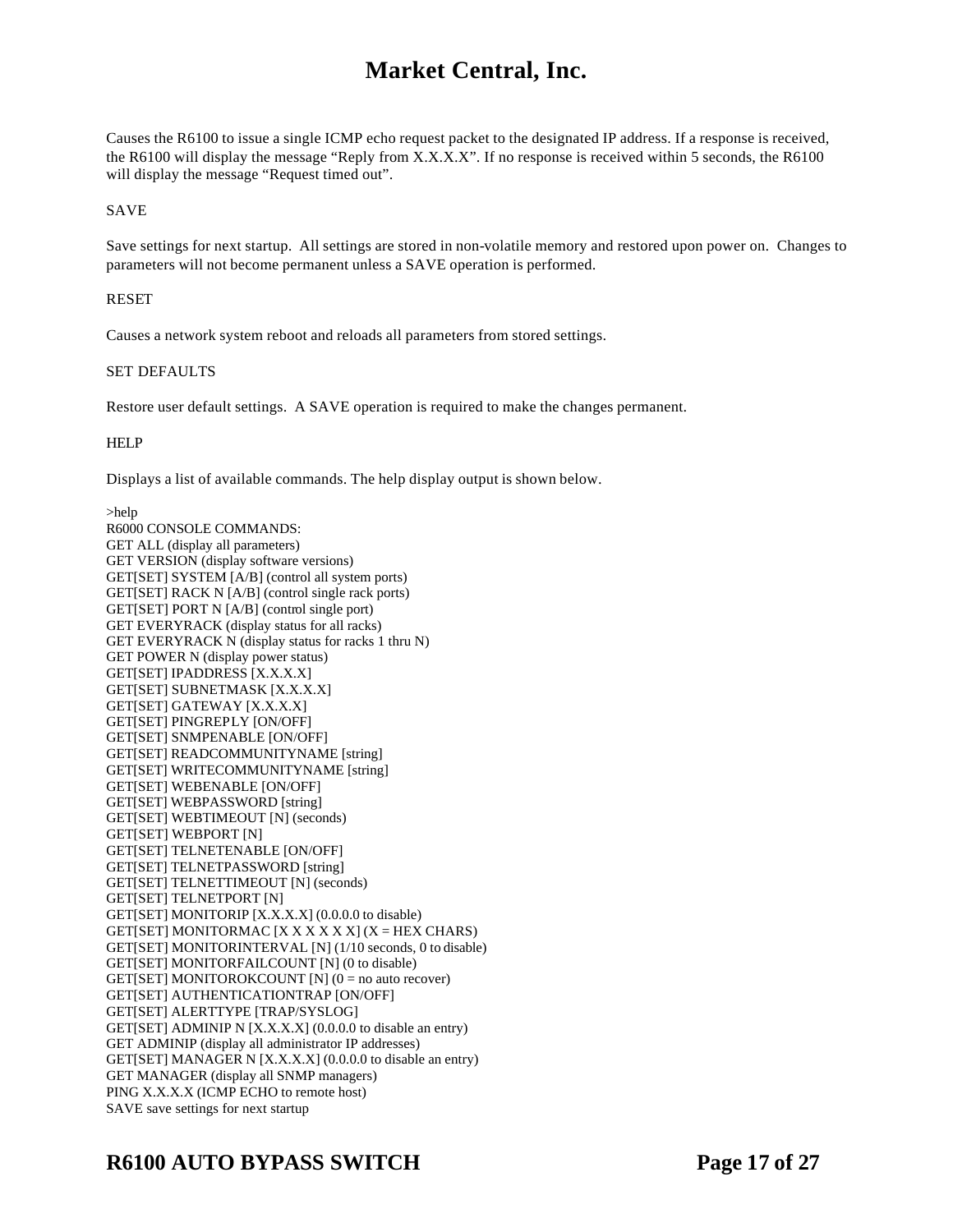Causes the R6100 to issue a single ICMP echo request packet to the designated IP address. If a response is received, the R6100 will display the message "Reply from X.X.X.X". If no response is received within 5 seconds, the R6100 will display the message "Request timed out".

SAVE

Save settings for next startup. All settings are stored in non-volatile memory and restored upon power on. Changes to parameters will not become permanent unless a SAVE operation is performed.

RESET

Causes a network system reboot and reloads all parameters from stored settings.

SET DEFAULTS

Restore user default settings. A SAVE operation is required to make the changes permanent.

HELP

Displays a list of available commands. The help display output is shown below.

```
>help
R6000 CONSOLE COMMANDS:
GET ALL (display all parameters)
GET VERSION (display software versions)
GET[SET] SYSTEM [A/B] (control all system ports)
GET[SET] RACK N [A/B] (control single rack ports)
GET[SET] PORT N [A/B] (control single port)
GET EVERYRACK (display status for all racks)
GET EVERYRACK N (display status for racks 1 thru N)
GET POWER N (display power status)
GET[SET] IPADDRESS [X.X.X.X]
GET[SET] SUBNETMASK [X.X.X.X]
GET[SET] GATEWAY [X.X.X.X]
GET[SET] PINGREPLY [ON/OFF]
GET[SET] SNMPENABLE [ON/OFF]
GET[SET] READCOMMUNITYNAME [string]
GET[SET] WRITECOMMUNITYNAME [string]
GET[SET] WEBENABLE [ON/OFF]
GET[SET] WEBPASSWORD [string]
GET[SET] WEBTIMEOUT [N] (seconds)
GET[SET] WEBPORT [N]
GET[SET] TELNETENABLE [ON/OFF]
GET[SET] TELNETPASSWORD [string]
GET[SET] TELNETTIMEOUT [N] (seconds)
GET[SET] TELNETPORT [N]
GET[SET] MONITORIP [X.X.X.X] (0.0.0.0 to disable)
GET[SET] MONITORMAC [X X X X X X] (X = HEX CHARS)
GET[SET] MONITORINTERVAL [N] (1/10 seconds, 0 to disable)
GET[SET] MONITORFAILCOUNT [N] (0 to disable)
GET[SET] MONITOROKCOUNT [N] (0 = no auto recover)
GET[SET] AUTHENTICATIONTRAP [ON/OFF]
GET[SET] ALERTTYPE [TRAP/SYSLOG]
GET[SET] ADMINIP N [X.X.X.X] (0.0.0.0 to disable an entry)
GET ADMINIP (display all administrator IP addresses)
GET[SET] MANAGER N [X.X.X.X] (0.0.0.0 to disable an entry)
GET MANAGER (display all SNMP managers)
PING X.X.X.X (ICMP ECHO to remote host)
SAVE save settings for next startup
```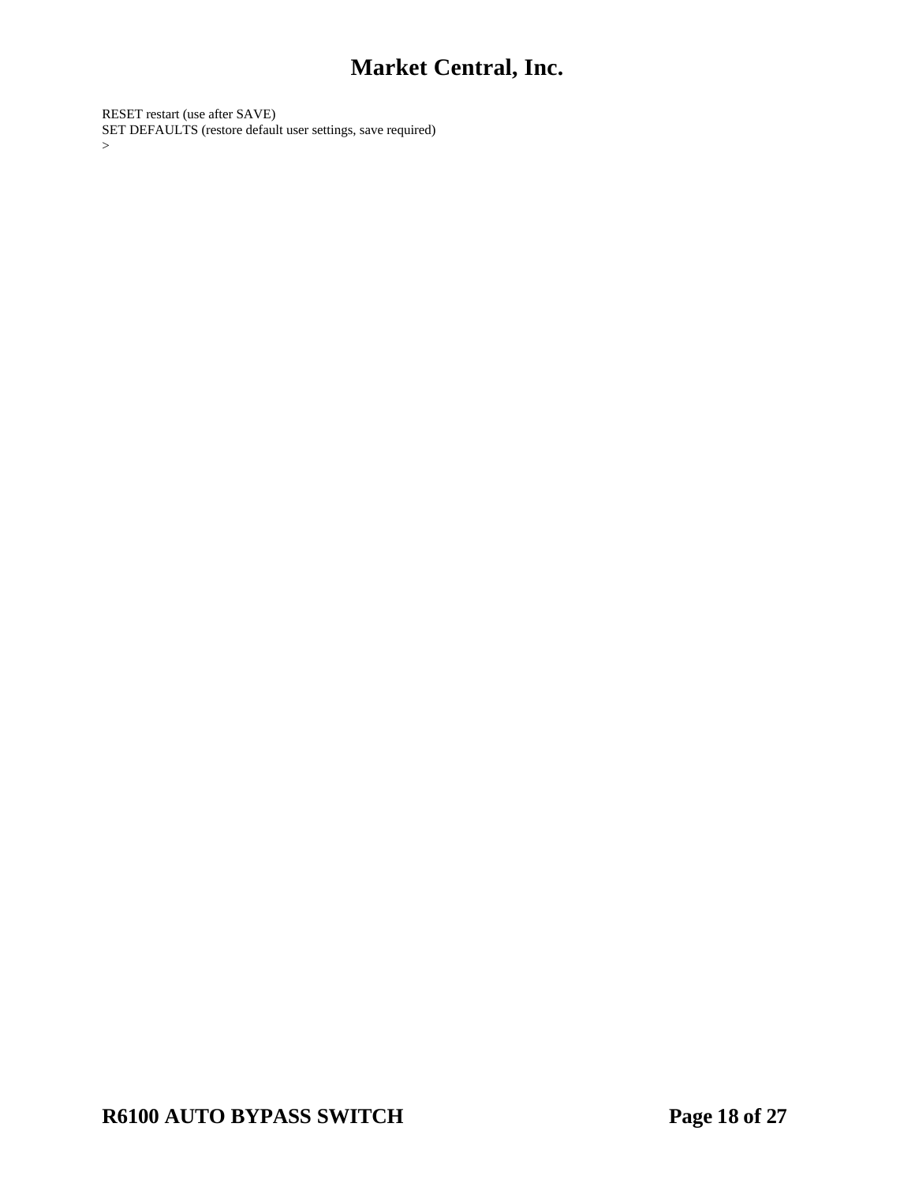RESET restart (use after SAVE)
SET DEFAULTS (restore default user settings, save required)
>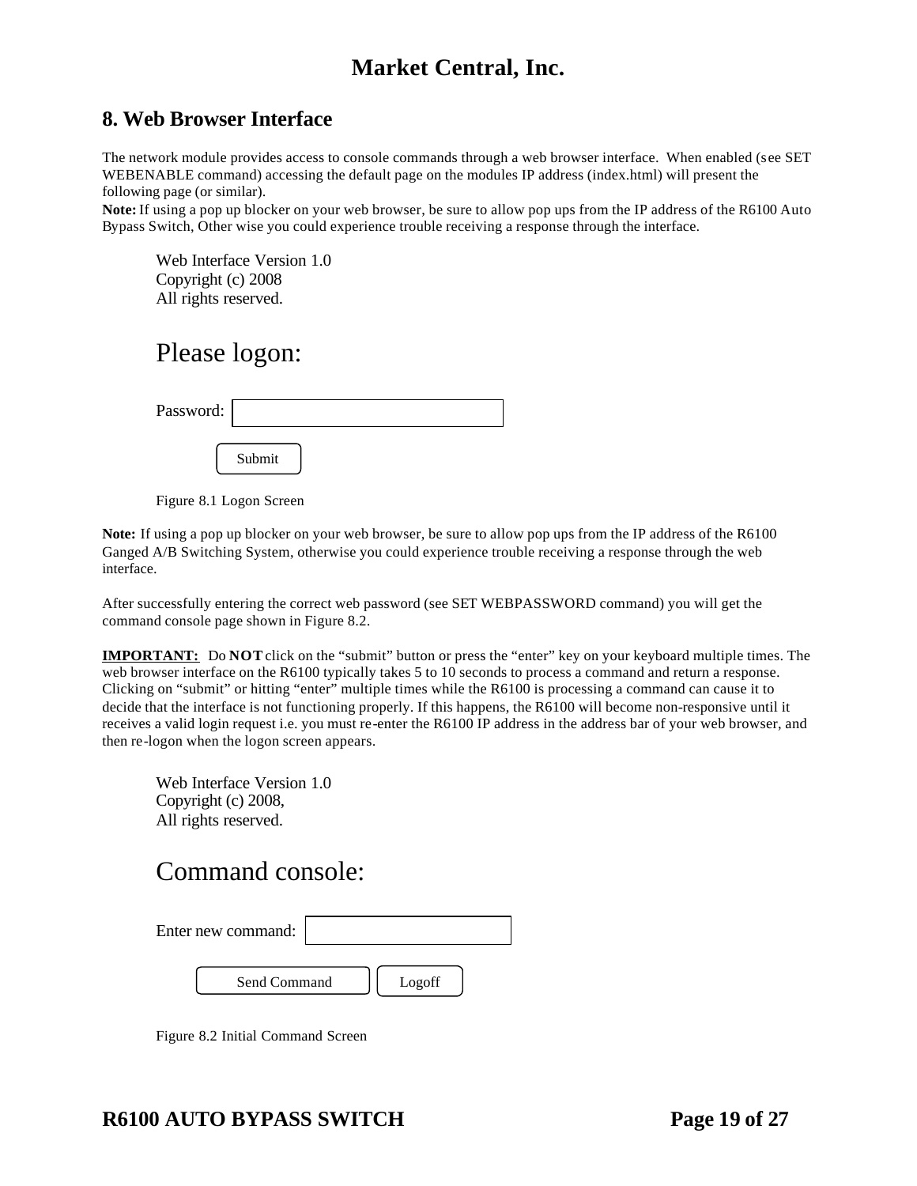## 8. Web Browser Interface

The network module provides access to console commands through a web browser interface. When enabled (see SET WEBENABLE command) accessing the default page on the modules IP address (index.html) will present the following page (or similar).

**Note:** If using a pop up blocker on your web browser, be sure to allow pop ups from the IP address of the R6100 Auto Bypass Switch, Other wise you could experience trouble receiving a response through the interface.

Web Interface Version 1.0
Copyright (c) 2008
All rights reserved.

Please logon:

Password: [ ]

[Submit]

Figure 8.1 Logon Screen

**Note:** If using a pop up blocker on your web browser, be sure to allow pop ups from the IP address of the R6100 Ganged A/B Switching System, otherwise you could experience trouble receiving a response through the web interface.

After successfully entering the correct web password (see SET WEBPASSWORD command) you will get the command console page shown in Figure 8.2.

**IMPORTANT:** Do **NOT** click on the "submit" button or press the "enter" key on your keyboard multiple times. The web browser interface on the R6100 typically takes 5 to 10 seconds to process a command and return a response. Clicking on "submit" or hitting "enter" multiple times while the R6100 is processing a command can cause it to decide that the interface is not functioning properly. If this happens, the R6100 will become non-responsive until it receives a valid login request i.e. you must re-enter the R6100 IP address in the address bar of your web browser, and then re-logon when the logon screen appears.

Web Interface Version 1.0
Copyright (c) 2008,
All rights reserved.

Command console:

Enter new command: [ ]

[Send Command] [Logoff]

Figure 8.2 Initial Command Screen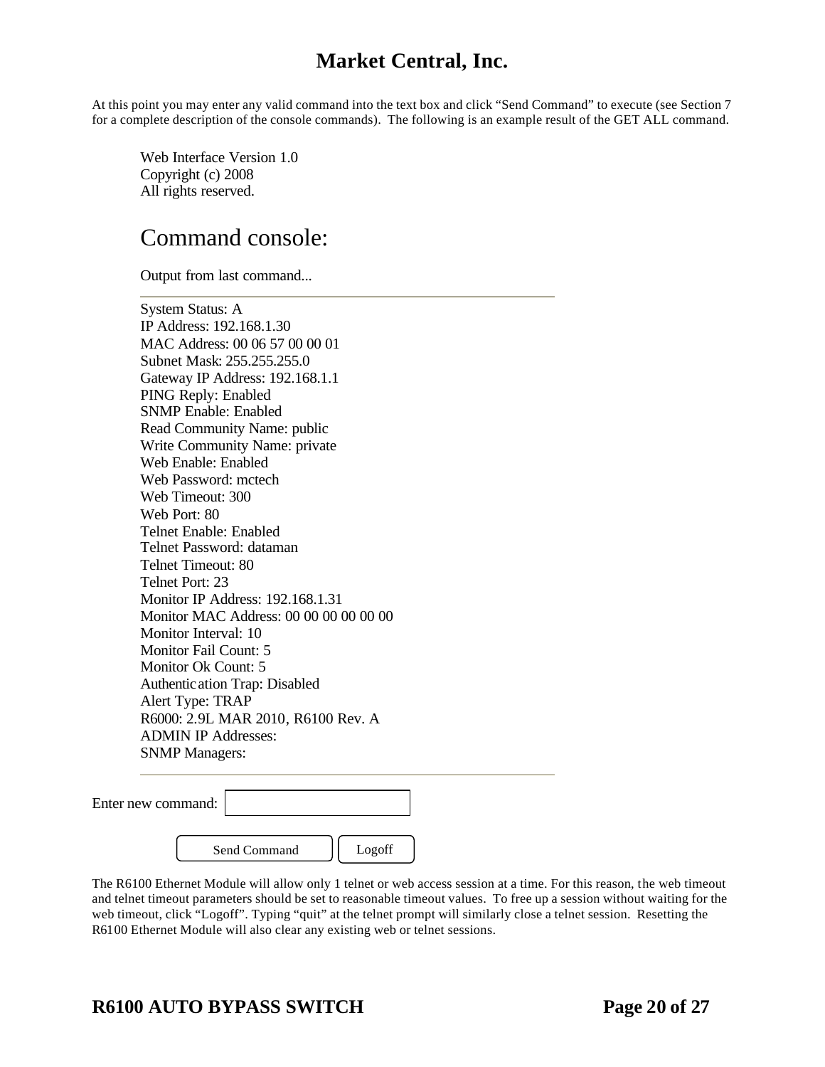At this point you may enter any valid command into the text box and click "Send Command" to execute (see Section 7 for a complete description of the console commands). The following is an example result of the GET ALL command.

Web Interface Version 1.0
Copyright (c) 2008
All rights reserved.

## Command console:

Output from last command...

---

System Status: A
IP Address: 192.168.1.30
MAC Address: 00 06 57 00 00 01
Subnet Mask: 255.255.255.0
Gateway IP Address: 192.168.1.1
PING Reply: Enabled
SNMP Enable: Enabled
Read Community Name: public
Write Community Name: private
Web Enable: Enabled
Web Password: mctech
Web Timeout: 300
Web Port: 80
Telnet Enable: Enabled
Telnet Password: dataman
Telnet Timeout: 80
Telnet Port: 23
Monitor IP Address: 192.168.1.31
Monitor MAC Address: 00 00 00 00 00 00
Monitor Interval: 10
Monitor Fail Count: 5
Monitor Ok Count: 5
Authentication Trap: Disabled
Alert Type: TRAP
R6000: 2.9L MAR 2010, R6100 Rev. A
ADMIN IP Addresses:
SNMP Managers:

---

Enter new command: [ ]

[Send Command] [Logoff]

The R6100 Ethernet Module will allow only 1 telnet or web access session at a time. For this reason, the web timeout and telnet timeout parameters should be set to reasonable timeout values. To free up a session without waiting for the web timeout, click "Logoff". Typing "quit" at the telnet prompt will similarly close a telnet session. Resetting the R6100 Ethernet Module will also clear any existing web or telnet sessions.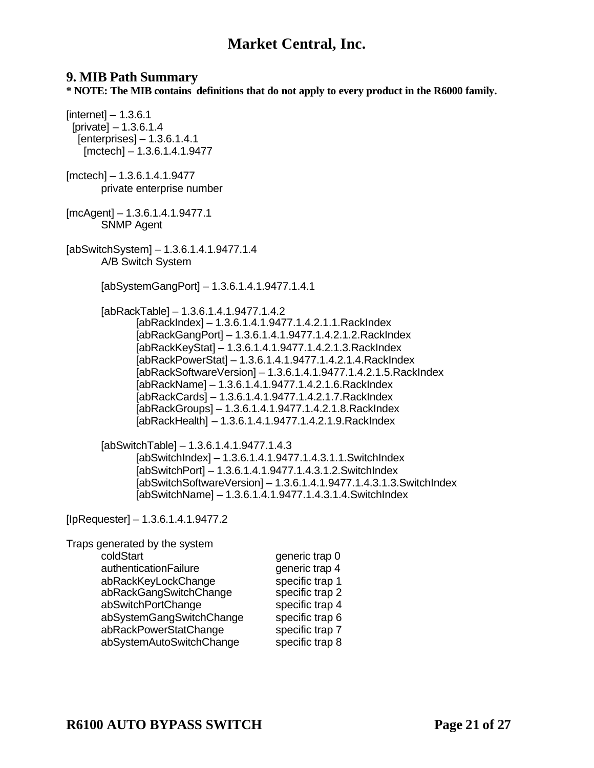## 9. MIB Path Summary

**\* NOTE: The MIB contains definitions that do not apply to every product in the R6000 family.**

```
[internet] – 1.3.6.1
  [private] – 1.3.6.1.4
    [enterprises] – 1.3.6.1.4.1
      [mctech] – 1.3.6.1.4.1.9477
```

[mctech] – 1.3.6.1.4.1.9477
    private enterprise number

[mcAgent] – 1.3.6.1.4.1.9477.1
    SNMP Agent

[abSwitchSystem] – 1.3.6.1.4.1.9477.1.4
    A/B Switch System

    [abSystemGangPort] – 1.3.6.1.4.1.9477.1.4.1

    [abRackTable] – 1.3.6.1.4.1.9477.1.4.2
        [abRackIndex] – 1.3.6.1.4.1.9477.1.4.2.1.1.RackIndex
        [abRackGangPort] – 1.3.6.1.4.1.9477.1.4.2.1.2.RackIndex
        [abRackKeyStat] – 1.3.6.1.4.1.9477.1.4.2.1.3.RackIndex
        [abRackPowerStat] – 1.3.6.1.4.1.9477.1.4.2.1.4.RackIndex
        [abRackSoftwareVersion] – 1.3.6.1.4.1.9477.1.4.2.1.5.RackIndex
        [abRackName] – 1.3.6.1.4.1.9477.1.4.2.1.6.RackIndex
        [abRackCards] – 1.3.6.1.4.1.9477.1.4.2.1.7.RackIndex
        [abRackGroups] – 1.3.6.1.4.1.9477.1.4.2.1.8.RackIndex
        [abRackHealth] – 1.3.6.1.4.1.9477.1.4.2.1.9.RackIndex

    [abSwitchTable] – 1.3.6.1.4.1.9477.1.4.3
        [abSwitchIndex] – 1.3.6.1.4.1.9477.1.4.3.1.1.SwitchIndex
        [abSwitchPort] – 1.3.6.1.4.1.9477.1.4.3.1.2.SwitchIndex
        [abSwitchSoftwareVersion] – 1.3.6.1.4.1.9477.1.4.3.1.3.SwitchIndex
        [abSwitchName] – 1.3.6.1.4.1.9477.1.4.3.1.4.SwitchIndex

[IpRequester] – 1.3.6.1.4.1.9477.2

Traps generated by the system

| Trap | Type |
|---|---|
| coldStart | generic trap 0 |
| authenticationFailure | generic trap 4 |
| abRackKeyLockChange | specific trap 1 |
| abRackGangSwitchChange | specific trap 2 |
| abSwitchPortChange | specific trap 4 |
| abSystemGangSwitchChange | specific trap 6 |
| abRackPowerStatChange | specific trap 7 |
| abSystemAutoSwitchChange | specific trap 8 |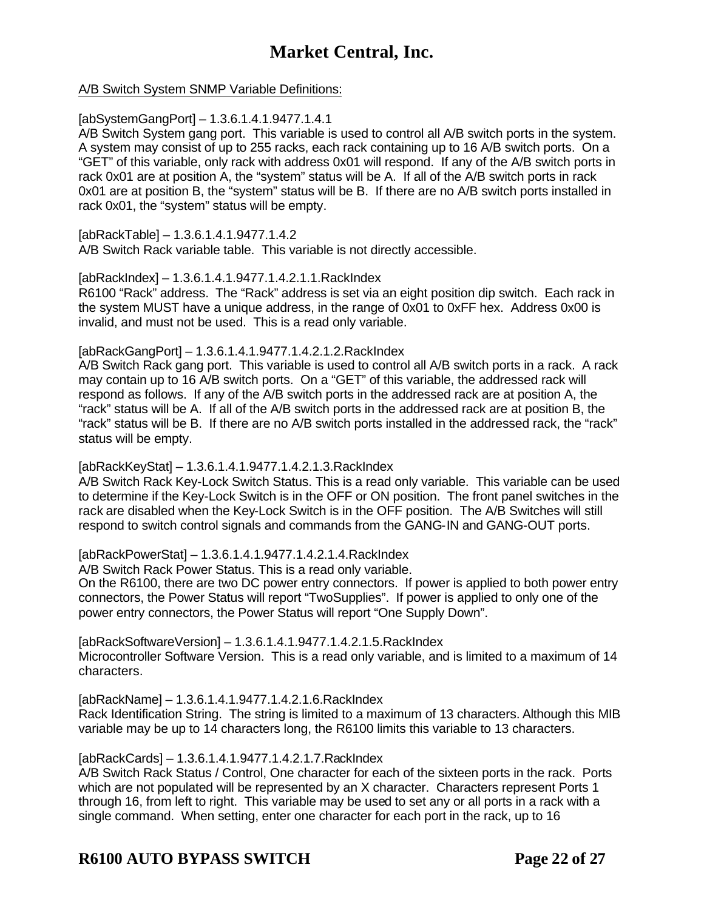A/B Switch System SNMP Variable Definitions:

[abSystemGangPort] – 1.3.6.1.4.1.9477.1.4.1
A/B Switch System gang port. This variable is used to control all A/B switch ports in the system. A system may consist of up to 255 racks, each rack containing up to 16 A/B switch ports. On a "GET" of this variable, only rack with address 0x01 will respond. If any of the A/B switch ports in rack 0x01 are at position A, the "system" status will be A. If all of the A/B switch ports in rack 0x01 are at position B, the "system" status will be B. If there are no A/B switch ports installed in rack 0x01, the "system" status will be empty.

[abRackTable] – 1.3.6.1.4.1.9477.1.4.2
A/B Switch Rack variable table. This variable is not directly accessible.

[abRackIndex] – 1.3.6.1.4.1.9477.1.4.2.1.1.RackIndex
R6100 "Rack" address. The "Rack" address is set via an eight position dip switch. Each rack in the system MUST have a unique address, in the range of 0x01 to 0xFF hex. Address 0x00 is invalid, and must not be used. This is a read only variable.

[abRackGangPort] – 1.3.6.1.4.1.9477.1.4.2.1.2.RackIndex
A/B Switch Rack gang port. This variable is used to control all A/B switch ports in a rack. A rack may contain up to 16 A/B switch ports. On a "GET" of this variable, the addressed rack will respond as follows. If any of the A/B switch ports in the addressed rack are at position A, the "rack" status will be A. If all of the A/B switch ports in the addressed rack are at position B, the "rack" status will be B. If there are no A/B switch ports installed in the addressed rack, the "rack" status will be empty.

[abRackKeyStat] – 1.3.6.1.4.1.9477.1.4.2.1.3.RackIndex
A/B Switch Rack Key-Lock Switch Status. This is a read only variable. This variable can be used to determine if the Key-Lock Switch is in the OFF or ON position. The front panel switches in the rack are disabled when the Key-Lock Switch is in the OFF position. The A/B Switches will still respond to switch control signals and commands from the GANG-IN and GANG-OUT ports.

[abRackPowerStat] – 1.3.6.1.4.1.9477.1.4.2.1.4.RackIndex
A/B Switch Rack Power Status. This is a read only variable.
On the R6100, there are two DC power entry connectors. If power is applied to both power entry connectors, the Power Status will report "TwoSupplies". If power is applied to only one of the power entry connectors, the Power Status will report "One Supply Down".

[abRackSoftwareVersion] – 1.3.6.1.4.1.9477.1.4.2.1.5.RackIndex
Microcontroller Software Version. This is a read only variable, and is limited to a maximum of 14 characters.

[abRackName] – 1.3.6.1.4.1.9477.1.4.2.1.6.RackIndex
Rack Identification String. The string is limited to a maximum of 13 characters. Although this MIB variable may be up to 14 characters long, the R6100 limits this variable to 13 characters.

[abRackCards] – 1.3.6.1.4.1.9477.1.4.2.1.7.RackIndex
A/B Switch Rack Status / Control, One character for each of the sixteen ports in the rack. Ports which are not populated will be represented by an X character. Characters represent Ports 1 through 16, from left to right. This variable may be used to set any or all ports in a rack with a single command. When setting, enter one character for each port in the rack, up to 16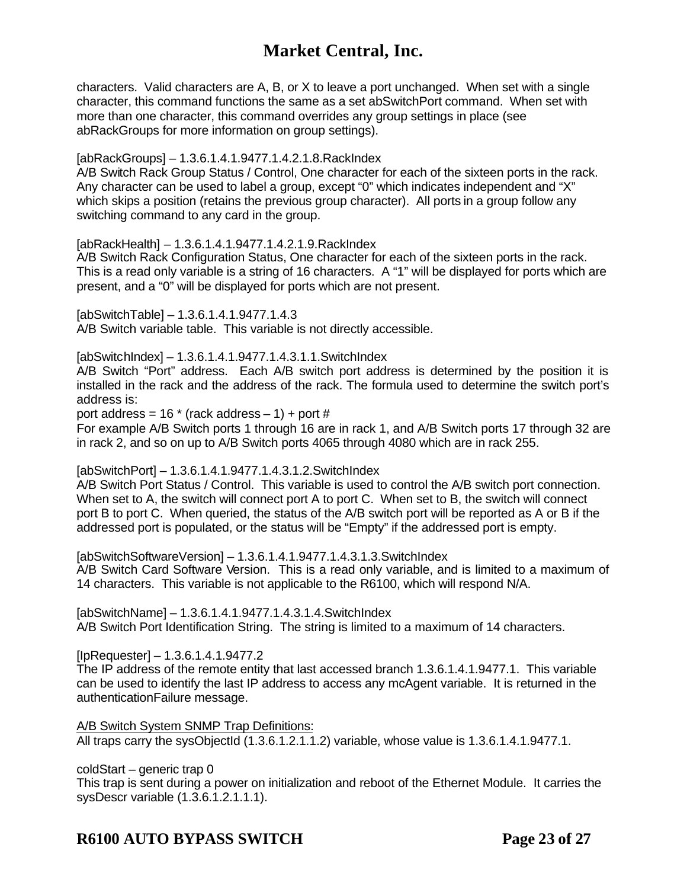characters. Valid characters are A, B, or X to leave a port unchanged. When set with a single character, this command functions the same as a set abSwitchPort command. When set with more than one character, this command overrides any group settings in place (see abRackGroups for more information on group settings).

[abRackGroups] – 1.3.6.1.4.1.9477.1.4.2.1.8.RackIndex
A/B Switch Rack Group Status / Control, One character for each of the sixteen ports in the rack. Any character can be used to label a group, except “0” which indicates independent and “X” which skips a position (retains the previous group character). All ports in a group follow any switching command to any card in the group.

[abRackHealth] – 1.3.6.1.4.1.9477.1.4.2.1.9.RackIndex
A/B Switch Rack Configuration Status, One character for each of the sixteen ports in the rack. This is a read only variable is a string of 16 characters. A “1” will be displayed for ports which are present, and a “0” will be displayed for ports which are not present.

[abSwitchTable] – 1.3.6.1.4.1.9477.1.4.3
A/B Switch variable table. This variable is not directly accessible.

[abSwitchIndex] – 1.3.6.1.4.1.9477.1.4.3.1.1.SwitchIndex
A/B Switch “Port” address. Each A/B switch port address is determined by the position it is installed in the rack and the address of the rack. The formula used to determine the switch port’s address is:
port address = 16 * (rack address – 1) + port #
For example A/B Switch ports 1 through 16 are in rack 1, and A/B Switch ports 17 through 32 are in rack 2, and so on up to A/B Switch ports 4065 through 4080 which are in rack 255.

[abSwitchPort] – 1.3.6.1.4.1.9477.1.4.3.1.2.SwitchIndex
A/B Switch Port Status / Control. This variable is used to control the A/B switch port connection. When set to A, the switch will connect port A to port C. When set to B, the switch will connect port B to port C. When queried, the status of the A/B switch port will be reported as A or B if the addressed port is populated, or the status will be “Empty” if the addressed port is empty.

[abSwitchSoftwareVersion] – 1.3.6.1.4.1.9477.1.4.3.1.3.SwitchIndex
A/B Switch Card Software Version. This is a read only variable, and is limited to a maximum of 14 characters. This variable is not applicable to the R6100, which will respond N/A.

[abSwitchName] – 1.3.6.1.4.1.9477.1.4.3.1.4.SwitchIndex
A/B Switch Port Identification String. The string is limited to a maximum of 14 characters.

[IpRequester] – 1.3.6.1.4.1.9477.2
The IP address of the remote entity that last accessed branch 1.3.6.1.4.1.9477.1. This variable can be used to identify the last IP address to access any mcAgent variable. It is returned in the authenticationFailure message.

<u>A/B Switch System SNMP Trap Definitions:</u>
All traps carry the sysObjectId (1.3.6.1.2.1.1.2) variable, whose value is 1.3.6.1.4.1.9477.1.

coldStart – generic trap 0
This trap is sent during a power on initialization and reboot of the Ethernet Module. It carries the sysDescr variable (1.3.6.1.2.1.1.1).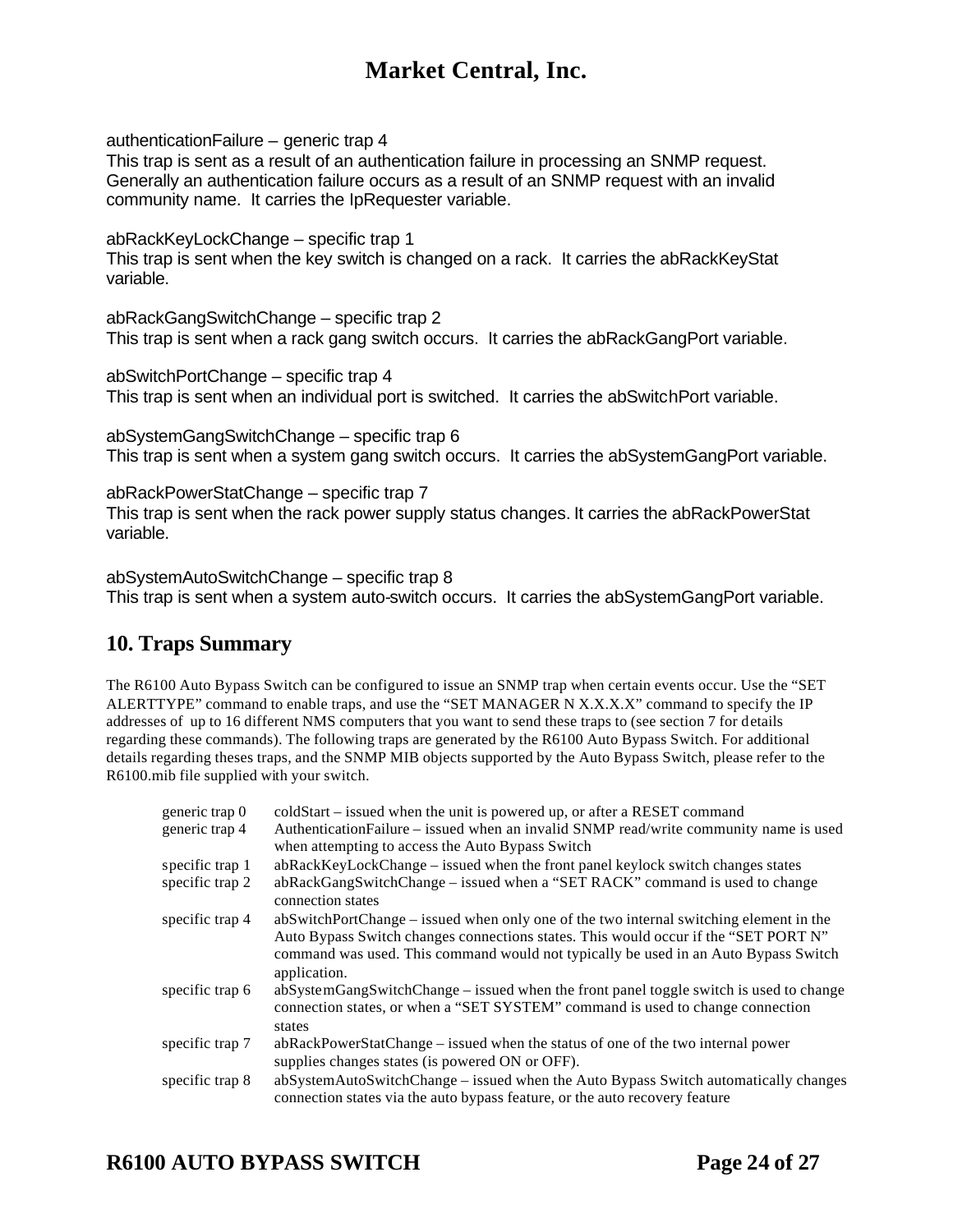authenticationFailure – generic trap 4
This trap is sent as a result of an authentication failure in processing an SNMP request. Generally an authentication failure occurs as a result of an SNMP request with an invalid community name. It carries the IpRequester variable.

abRackKeyLockChange – specific trap 1
This trap is sent when the key switch is changed on a rack. It carries the abRackKeyStat variable.

abRackGangSwitchChange – specific trap 2
This trap is sent when a rack gang switch occurs. It carries the abRackGangPort variable.

abSwitchPortChange – specific trap 4
This trap is sent when an individual port is switched. It carries the abSwitchPort variable.

abSystemGangSwitchChange – specific trap 6
This trap is sent when a system gang switch occurs. It carries the abSystemGangPort variable.

abRackPowerStatChange – specific trap 7
This trap is sent when the rack power supply status changes. It carries the abRackPowerStat variable.

abSystemAutoSwitchChange – specific trap 8
This trap is sent when a system auto-switch occurs. It carries the abSystemGangPort variable.

## 10. Traps Summary

The R6100 Auto Bypass Switch can be configured to issue an SNMP trap when certain events occur. Use the "SET ALERTTYPE" command to enable traps, and use the "SET MANAGER N X.X.X.X" command to specify the IP addresses of up to 16 different NMS computers that you want to send these traps to (see section 7 for details regarding these commands). The following traps are generated by the R6100 Auto Bypass Switch. For additional details regarding theses traps, and the SNMP MIB objects supported by the Auto Bypass Switch, please refer to the R6100.mib file supplied with your switch.

| | |
|---|---|
| generic trap 0 | coldStart – issued when the unit is powered up, or after a RESET command |
| generic trap 4 | AuthenticationFailure – issued when an invalid SNMP read/write community name is used when attempting to access the Auto Bypass Switch |
| specific trap 1 | abRackKeyLockChange – issued when the front panel keylock switch changes states |
| specific trap 2 | abRackGangSwitchChange – issued when a "SET RACK" command is used to change connection states |
| specific trap 4 | abSwitchPortChange – issued when only one of the two internal switching element in the Auto Bypass Switch changes connections states. This would occur if the "SET PORT N" command was used. This command would not typically be used in an Auto Bypass Switch application. |
| specific trap 6 | abSystemGangSwitchChange – issued when the front panel toggle switch is used to change connection states, or when a "SET SYSTEM" command is used to change connection states |
| specific trap 7 | abRackPowerStatChange – issued when the status of one of the two internal power supplies changes states (is powered ON or OFF). |
| specific trap 8 | abSystemAutoSwitchChange – issued when the Auto Bypass Switch automatically changes connection states via the auto bypass feature, or the auto recovery feature |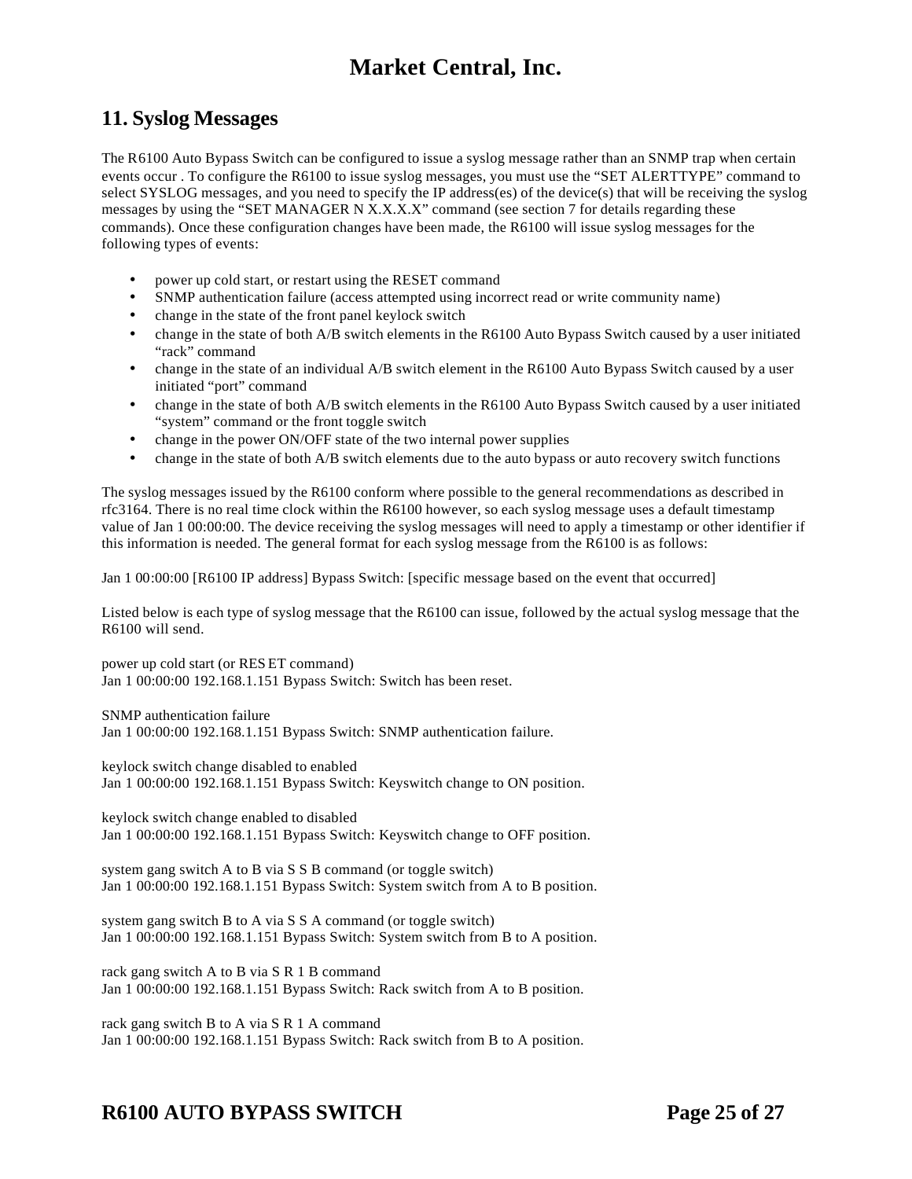## 11. Syslog Messages

The R6100 Auto Bypass Switch can be configured to issue a syslog message rather than an SNMP trap when certain events occur . To configure the R6100 to issue syslog messages, you must use the "SET ALERTTYPE" command to select SYSLOG messages, and you need to specify the IP address(es) of the device(s) that will be receiving the syslog messages by using the "SET MANAGER N X.X.X.X" command (see section 7 for details regarding these commands). Once these configuration changes have been made, the R6100 will issue syslog messages for the following types of events:

- power up cold start, or restart using the RESET command
- SNMP authentication failure (access attempted using incorrect read or write community name)
- change in the state of the front panel keylock switch
- change in the state of both A/B switch elements in the R6100 Auto Bypass Switch caused by a user initiated "rack" command
- change in the state of an individual A/B switch element in the R6100 Auto Bypass Switch caused by a user initiated "port" command
- change in the state of both A/B switch elements in the R6100 Auto Bypass Switch caused by a user initiated "system" command or the front toggle switch
- change in the power ON/OFF state of the two internal power supplies
- change in the state of both A/B switch elements due to the auto bypass or auto recovery switch functions

The syslog messages issued by the R6100 conform where possible to the general recommendations as described in rfc3164. There is no real time clock within the R6100 however, so each syslog message uses a default timestamp value of Jan 1 00:00:00. The device receiving the syslog messages will need to apply a timestamp or other identifier if this information is needed. The general format for each syslog message from the R6100 is as follows:

Jan 1 00:00:00 [R6100 IP address] Bypass Switch: [specific message based on the event that occurred]

Listed below is each type of syslog message that the R6100 can issue, followed by the actual syslog message that the R6100 will send.

power up cold start (or RESET command)
Jan 1 00:00:00 192.168.1.151 Bypass Switch: Switch has been reset.

SNMP authentication failure
Jan 1 00:00:00 192.168.1.151 Bypass Switch: SNMP authentication failure.

keylock switch change disabled to enabled
Jan 1 00:00:00 192.168.1.151 Bypass Switch: Keyswitch change to ON position.

keylock switch change enabled to disabled
Jan 1 00:00:00 192.168.1.151 Bypass Switch: Keyswitch change to OFF position.

system gang switch A to B via S S B command (or toggle switch)
Jan 1 00:00:00 192.168.1.151 Bypass Switch: System switch from A to B position.

system gang switch B to A via S S A command (or toggle switch)
Jan 1 00:00:00 192.168.1.151 Bypass Switch: System switch from B to A position.

rack gang switch A to B via S R 1 B command
Jan 1 00:00:00 192.168.1.151 Bypass Switch: Rack switch from A to B position.

rack gang switch B to A via S R 1 A command
Jan 1 00:00:00 192.168.1.151 Bypass Switch: Rack switch from B to A position.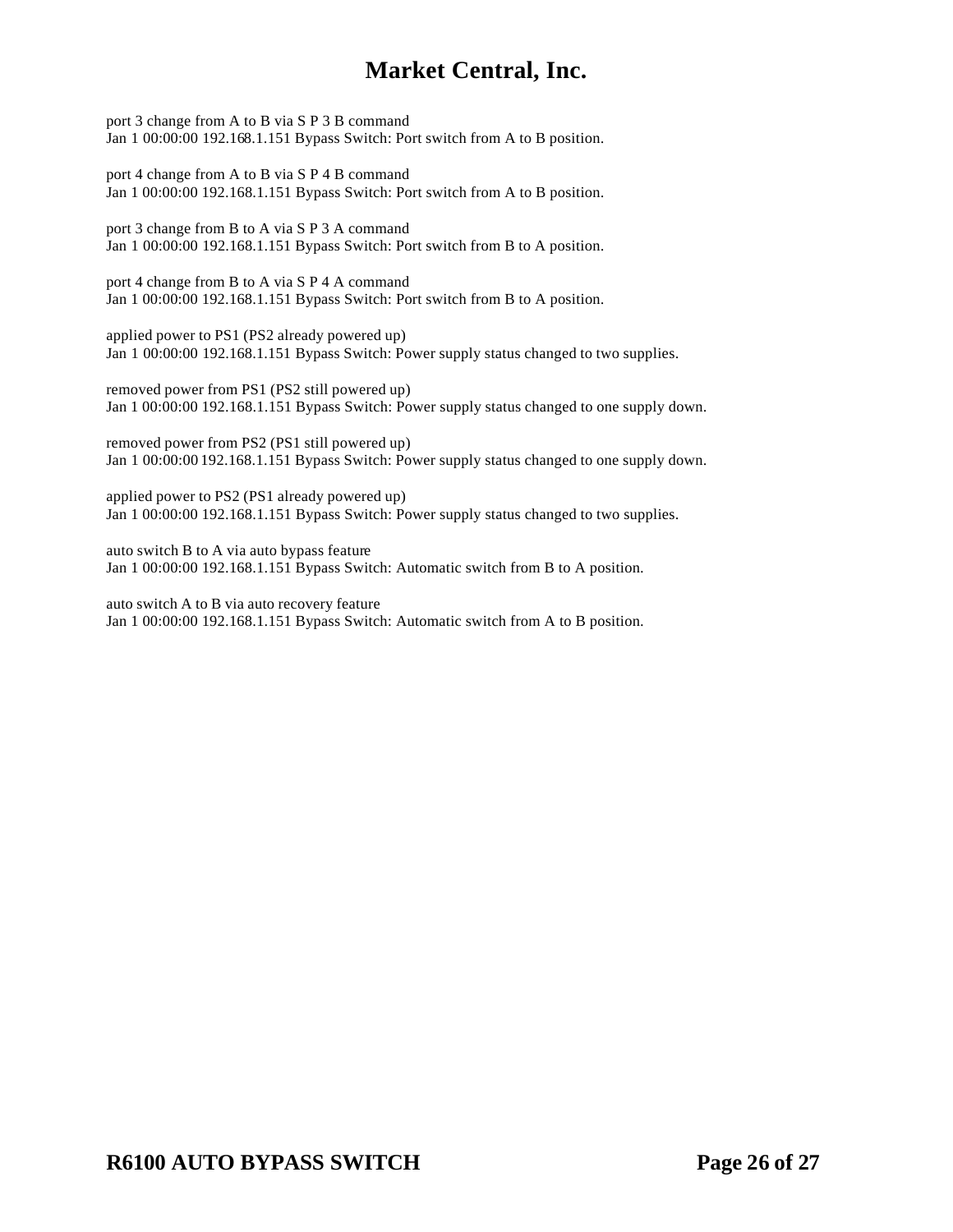port 3 change from A to B via S P 3 B command
Jan 1 00:00:00 192.168.1.151 Bypass Switch: Port switch from A to B position.

port 4 change from A to B via S P 4 B command
Jan 1 00:00:00 192.168.1.151 Bypass Switch: Port switch from A to B position.

port 3 change from B to A via S P 3 A command
Jan 1 00:00:00 192.168.1.151 Bypass Switch: Port switch from B to A position.

port 4 change from B to A via S P 4 A command
Jan 1 00:00:00 192.168.1.151 Bypass Switch: Port switch from B to A position.

applied power to PS1 (PS2 already powered up)
Jan 1 00:00:00 192.168.1.151 Bypass Switch: Power supply status changed to two supplies.

removed power from PS1 (PS2 still powered up)
Jan 1 00:00:00 192.168.1.151 Bypass Switch: Power supply status changed to one supply down.

removed power from PS2 (PS1 still powered up)
Jan 1 00:00:00 192.168.1.151 Bypass Switch: Power supply status changed to one supply down.

applied power to PS2 (PS1 already powered up)
Jan 1 00:00:00 192.168.1.151 Bypass Switch: Power supply status changed to two supplies.

auto switch B to A via auto bypass feature
Jan 1 00:00:00 192.168.1.151 Bypass Switch: Automatic switch from B to A position.

auto switch A to B via auto recovery feature
Jan 1 00:00:00 192.168.1.151 Bypass Switch: Automatic switch from A to B position.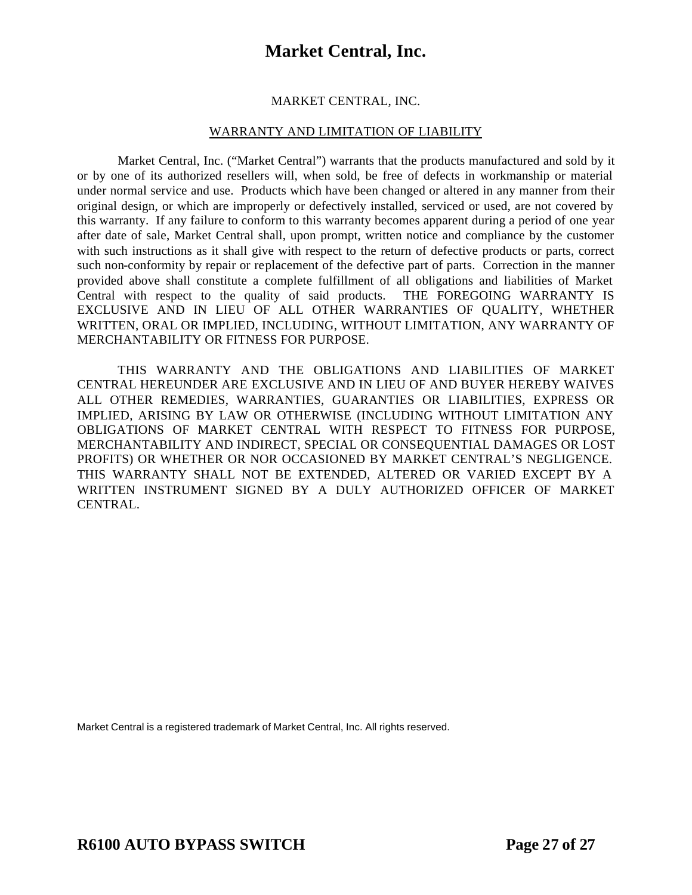MARKET CENTRAL, INC.

WARRANTY AND LIMITATION OF LIABILITY

Market Central, Inc. ("Market Central") warrants that the products manufactured and sold by it or by one of its authorized resellers will, when sold, be free of defects in workmanship or material under normal service and use. Products which have been changed or altered in any manner from their original design, or which are improperly or defectively installed, serviced or used, are not covered by this warranty. If any failure to conform to this warranty becomes apparent during a period of one year after date of sale, Market Central shall, upon prompt, written notice and compliance by the customer with such instructions as it shall give with respect to the return of defective products or parts, correct such non-conformity by repair or replacement of the defective part of parts. Correction in the manner provided above shall constitute a complete fulfillment of all obligations and liabilities of Market Central with respect to the quality of said products. THE FOREGOING WARRANTY IS EXCLUSIVE AND IN LIEU OF ALL OTHER WARRANTIES OF QUALITY, WHETHER WRITTEN, ORAL OR IMPLIED, INCLUDING, WITHOUT LIMITATION, ANY WARRANTY OF MERCHANTABILITY OR FITNESS FOR PURPOSE.

THIS WARRANTY AND THE OBLIGATIONS AND LIABILITIES OF MARKET CENTRAL HEREUNDER ARE EXCLUSIVE AND IN LIEU OF AND BUYER HEREBY WAIVES ALL OTHER REMEDIES, WARRANTIES, GUARANTIES OR LIABILITIES, EXPRESS OR IMPLIED, ARISING BY LAW OR OTHERWISE (INCLUDING WITHOUT LIMITATION ANY OBLIGATIONS OF MARKET CENTRAL WITH RESPECT TO FITNESS FOR PURPOSE, MERCHANTABILITY AND INDIRECT, SPECIAL OR CONSEQUENTIAL DAMAGES OR LOST PROFITS) OR WHETHER OR NOR OCCASIONED BY MARKET CENTRAL'S NEGLIGENCE. THIS WARRANTY SHALL NOT BE EXTENDED, ALTERED OR VARIED EXCEPT BY A WRITTEN INSTRUMENT SIGNED BY A DULY AUTHORIZED OFFICER OF MARKET CENTRAL.

Market Central is a registered trademark of Market Central, Inc. All rights reserved.